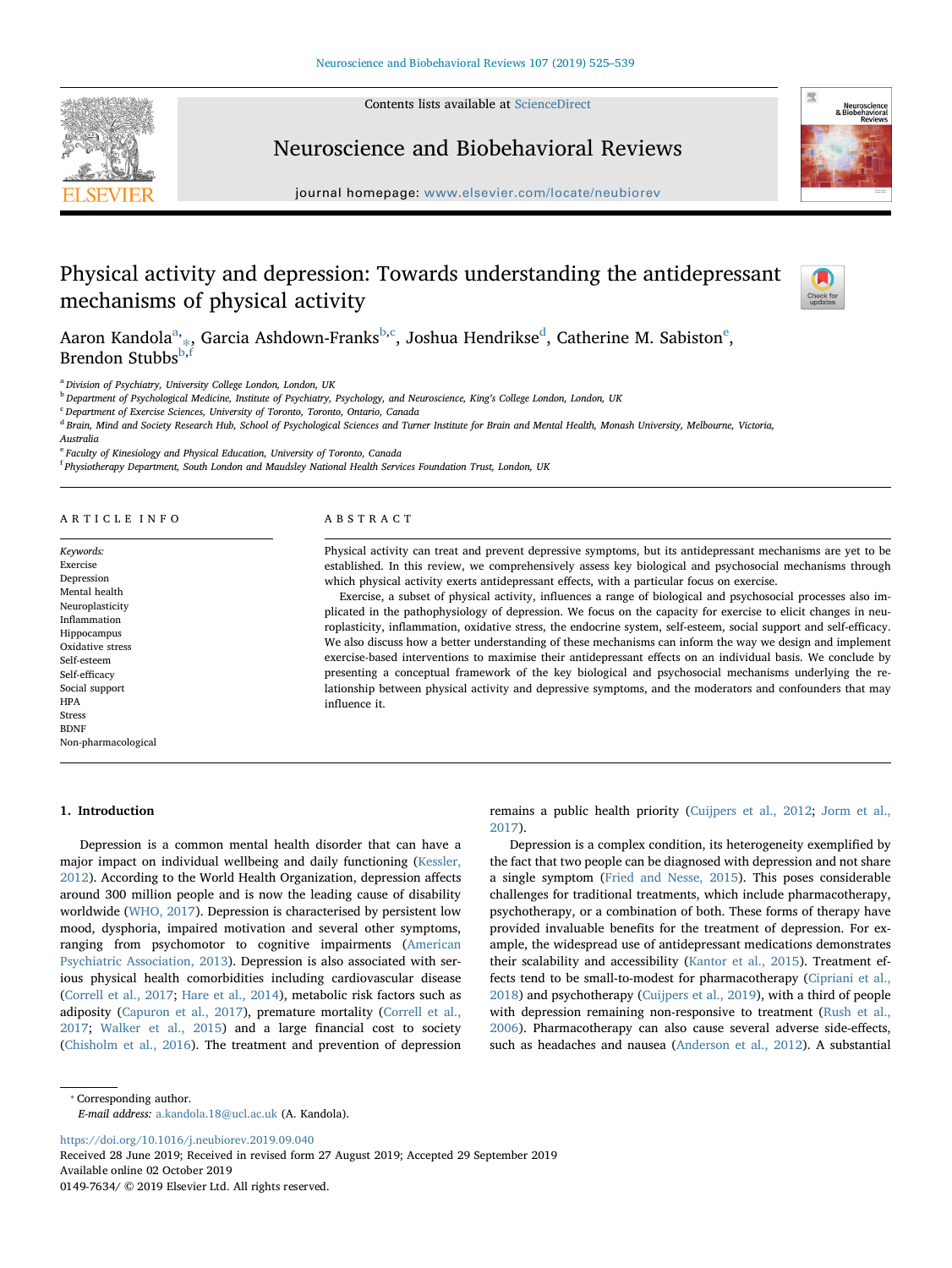# Physical activity and depression: Towards understanding the antidepressant mechanisms of physical activity

Aaron Kandola[a,*], Garcia Ashdown-Franks[b,c], Joshua Hendrikse[d], Catherine M. Sabiston[e], Brendon Stubbs[b,f]

[a] Division of Psychiatry, University College London, London, UK
[b] Department of Psychological Medicine, Institute of Psychiatry, Psychology, and Neuroscience, King's College London, London, UK
[c] Department of Exercise Sciences, University of Toronto, Toronto, Ontario, Canada
[d] Brain, Mind and Society Research Hub, School of Psychological Sciences and Turner Institute for Brain and Mental Health, Monash University, Melbourne, Victoria, Australia
[e] Faculty of Kinesiology and Physical Education, University of Toronto, Canada
[f] Physiotherapy Department, South London and Maudsley National Health Services Foundation Trust, London, UK

## ARTICLE INFO

*Keywords:*
Exercise
Depression
Mental health
Neuroplasticity
Inflammation
Hippocampus
Oxidative stress
Self-esteem
Self-efficacy
Social support
HPA
Stress
BDNF
Non-pharmacological

## ABSTRACT

Physical activity can treat and prevent depressive symptoms, but its antidepressant mechanisms are yet to be established. In this review, we comprehensively assess key biological and psychosocial mechanisms through which physical activity exerts antidepressant effects, with a particular focus on exercise.

Exercise, a subset of physical activity, influences a range of biological and psychosocial processes also implicated in the pathophysiology of depression. We focus on the capacity for exercise to elicit changes in neuroplasticity, inflammation, oxidative stress, the endocrine system, self-esteem, social support and self-efficacy. We also discuss how a better understanding of these mechanisms can inform the way we design and implement exercise-based interventions to maximise their antidepressant effects on an individual basis. We conclude by presenting a conceptual framework of the key biological and psychosocial mechanisms underlying the relationship between physical activity and depressive symptoms, and the moderators and confounders that may influence it.

## 1. Introduction

Depression is a common mental health disorder that can have a major impact on individual wellbeing and daily functioning (Kessler, 2012). According to the World Health Organization, depression affects around 300 million people and is now the leading cause of disability worldwide (WHO, 2017). Depression is characterised by persistent low mood, dysphoria, impaired motivation and several other symptoms, ranging from psychomotor to cognitive impairments (American Psychiatric Association, 2013). Depression is also associated with serious physical health comorbidities including cardiovascular disease (Correll et al., 2017; Hare et al., 2014), metabolic risk factors such as adiposity (Capuron et al., 2017), premature mortality (Correll et al., 2017; Walker et al., 2015) and a large financial cost to society (Chisholm et al., 2016). The treatment and prevention of depression remains a public health priority (Cuijpers et al., 2012; Jorm et al., 2017).

Depression is a complex condition, its heterogeneity exemplified by the fact that two people can be diagnosed with depression and not share a single symptom (Fried and Nesse, 2015). This poses considerable challenges for traditional treatments, which include pharmacotherapy, psychotherapy, or a combination of both. These forms of therapy have provided invaluable benefits for the treatment of depression. For example, the widespread use of antidepressant medications demonstrates their scalability and accessibility (Kantor et al., 2015). Treatment effects tend to be small-to-modest for pharmacotherapy (Cipriani et al., 2018) and psychotherapy (Cuijpers et al., 2019), with a third of people with depression remaining non-responsive to treatment (Rush et al., 2006). Pharmacotherapy can also cause several adverse side-effects, such as headaches and nausea (Anderson et al., 2012). A substantial

* Corresponding author.
*E-mail address:* a.kandola.18@ucl.ac.uk (A. Kandola).

https://doi.org/10.1016/j.neubiorev.2019.09.040
Received 28 June 2019; Received in revised form 27 August 2019; Accepted 29 September 2019
Available online 02 October 2019
0149-7634/ © 2019 Elsevier Ltd. All rights reserved.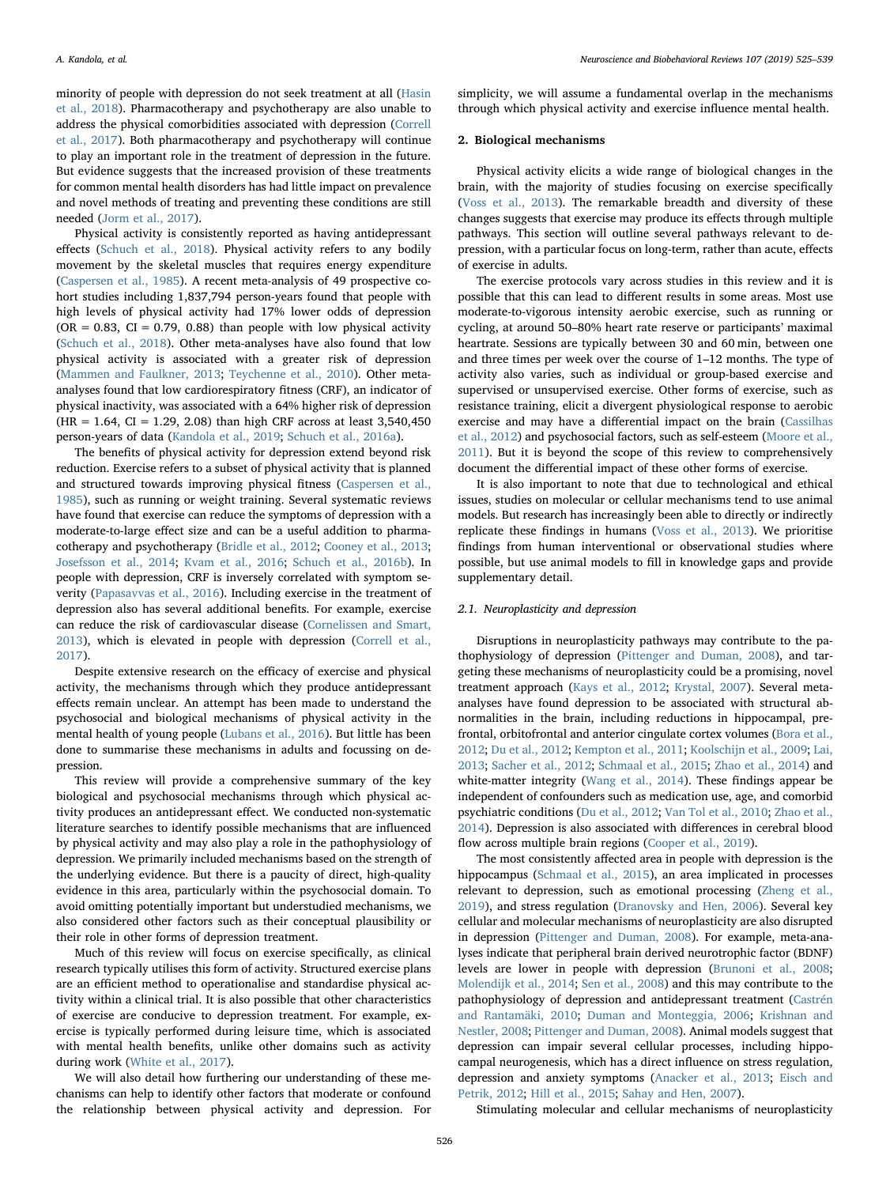minority of people with depression do not seek treatment at all (Hasin et al., 2018). Pharmacotherapy and psychotherapy are also unable to address the physical comorbidities associated with depression (Correll et al., 2017). Both pharmacotherapy and psychotherapy will continue to play an important role in the treatment of depression in the future. But evidence suggests that the increased provision of these treatments for common mental health disorders has had little impact on prevalence and novel methods of treating and preventing these conditions are still needed (Jorm et al., 2017).

Physical activity is consistently reported as having antidepressant effects (Schuch et al., 2018). Physical activity refers to any bodily movement by the skeletal muscles that requires energy expenditure (Caspersen et al., 1985). A recent meta-analysis of 49 prospective cohort studies including 1,837,794 person-years found that people with high levels of physical activity had 17% lower odds of depression (OR = 0.83, CI = 0.79, 0.88) than people with low physical activity (Schuch et al., 2018). Other meta-analyses have also found that low physical activity is associated with a greater risk of depression (Mammen and Faulkner, 2013; Teychenne et al., 2010). Other meta-analyses found that low cardiorespiratory fitness (CRF), an indicator of physical inactivity, was associated with a 64% higher risk of depression (HR = 1.64, CI = 1.29, 2.08) than high CRF across at least 3,540,450 person-years of data (Kandola et al., 2019; Schuch et al., 2016a).

The benefits of physical activity for depression extend beyond risk reduction. Exercise refers to a subset of physical activity that is planned and structured towards improving physical fitness (Caspersen et al., 1985), such as running or weight training. Several systematic reviews have found that exercise can reduce the symptoms of depression with a moderate-to-large effect size and can be a useful addition to pharmacotherapy and psychotherapy (Bridle et al., 2012; Cooney et al., 2013; Josefsson et al., 2014; Kvam et al., 2016; Schuch et al., 2016b). In people with depression, CRF is inversely correlated with symptom severity (Papasavvas et al., 2016). Including exercise in the treatment of depression also has several additional benefits. For example, exercise can reduce the risk of cardiovascular disease (Cornelissen and Smart, 2013), which is elevated in people with depression (Correll et al., 2017).

Despite extensive research on the efficacy of exercise and physical activity, the mechanisms through which they produce antidepressant effects remain unclear. An attempt has been made to understand the psychosocial and biological mechanisms of physical activity in the mental health of young people (Lubans et al., 2016). But little has been done to summarise these mechanisms in adults and focussing on depression.

This review will provide a comprehensive summary of the key biological and psychosocial mechanisms through which physical activity produces an antidepressant effect. We conducted non-systematic literature searches to identify possible mechanisms that are influenced by physical activity and may also play a role in the pathophysiology of depression. We primarily included mechanisms based on the strength of the underlying evidence. But there is a paucity of direct, high-quality evidence in this area, particularly within the psychosocial domain. To avoid omitting potentially important but understudied mechanisms, we also considered other factors such as their conceptual plausibility or their role in other forms of depression treatment.

Much of this review will focus on exercise specifically, as clinical research typically utilises this form of activity. Structured exercise plans are an efficient method to operationalise and standardise physical activity within a clinical trial. It is also possible that other characteristics of exercise are conducive to depression treatment. For example, exercise is typically performed during leisure time, which is associated with mental health benefits, unlike other domains such as activity during work (White et al., 2017).

We will also detail how furthering our understanding of these mechanisms can help to identify other factors that moderate or confound the relationship between physical activity and depression. For simplicity, we will assume a fundamental overlap in the mechanisms through which physical activity and exercise influence mental health.

## 2. Biological mechanisms

Physical activity elicits a wide range of biological changes in the brain, with the majority of studies focusing on exercise specifically (Voss et al., 2013). The remarkable breadth and diversity of these changes suggests that exercise may produce its effects through multiple pathways. This section will outline several pathways relevant to depression, with a particular focus on long-term, rather than acute, effects of exercise in adults.

The exercise protocols vary across studies in this review and it is possible that this can lead to different results in some areas. Most use moderate-to-vigorous intensity aerobic exercise, such as running or cycling, at around 50–80% heart rate reserve or participants' maximal heartrate. Sessions are typically between 30 and 60 min, between one and three times per week over the course of 1–12 months. The type of activity also varies, such as individual or group-based exercise and supervised or unsupervised exercise. Other forms of exercise, such as resistance training, elicit a divergent physiological response to aerobic exercise and may have a differential impact on the brain (Cassilhas et al., 2012) and psychosocial factors, such as self-esteem (Moore et al., 2011). But it is beyond the scope of this review to comprehensively document the differential impact of these other forms of exercise.

It is also important to note that due to technological and ethical issues, studies on molecular or cellular mechanisms tend to use animal models. But research has increasingly been able to directly or indirectly replicate these findings in humans (Voss et al., 2013). We prioritise findings from human interventional or observational studies where possible, but use animal models to fill in knowledge gaps and provide supplementary detail.

### 2.1. Neuroplasticity and depression

Disruptions in neuroplasticity pathways may contribute to the pathophysiology of depression (Pittenger and Duman, 2008), and targeting these mechanisms of neuroplasticity could be a promising, novel treatment approach (Kays et al., 2012; Krystal, 2007). Several meta-analyses have found depression to be associated with structural abnormalities in the brain, including reductions in hippocampal, prefrontal, orbitofrontal and anterior cingulate cortex volumes (Bora et al., 2012; Du et al., 2012; Kempton et al., 2011; Koolschijn et al., 2009; Lai, 2013; Sacher et al., 2012; Schmaal et al., 2015; Zhao et al., 2014) and white-matter integrity (Wang et al., 2014). These findings appear be independent of confounders such as medication use, age, and comorbid psychiatric conditions (Du et al., 2012; Van Tol et al., 2010; Zhao et al., 2014). Depression is also associated with differences in cerebral blood flow across multiple brain regions (Cooper et al., 2019).

The most consistently affected area in people with depression is the hippocampus (Schmaal et al., 2015), an area implicated in processes relevant to depression, such as emotional processing (Zheng et al., 2019), and stress regulation (Dranovsky and Hen, 2006). Several key cellular and molecular mechanisms of neuroplasticity are also disrupted in depression (Pittenger and Duman, 2008). For example, meta-analyses indicate that peripheral brain derived neurotrophic factor (BDNF) levels are lower in people with depression (Brunoni et al., 2008; Molendijk et al., 2014; Sen et al., 2008) and this may contribute to the pathophysiology of depression and antidepressant treatment (Castrén and Rantamäki, 2010; Duman and Monteggia, 2006; Krishnan and Nestler, 2008; Pittenger and Duman, 2008). Animal models suggest that depression can impair several cellular processes, including hippocampal neurogenesis, which has a direct influence on stress regulation, depression and anxiety symptoms (Anacker et al., 2013; Eisch and Petrik, 2012; Hill et al., 2015; Sahay and Hen, 2007).

Stimulating molecular and cellular mechanisms of neuroplasticity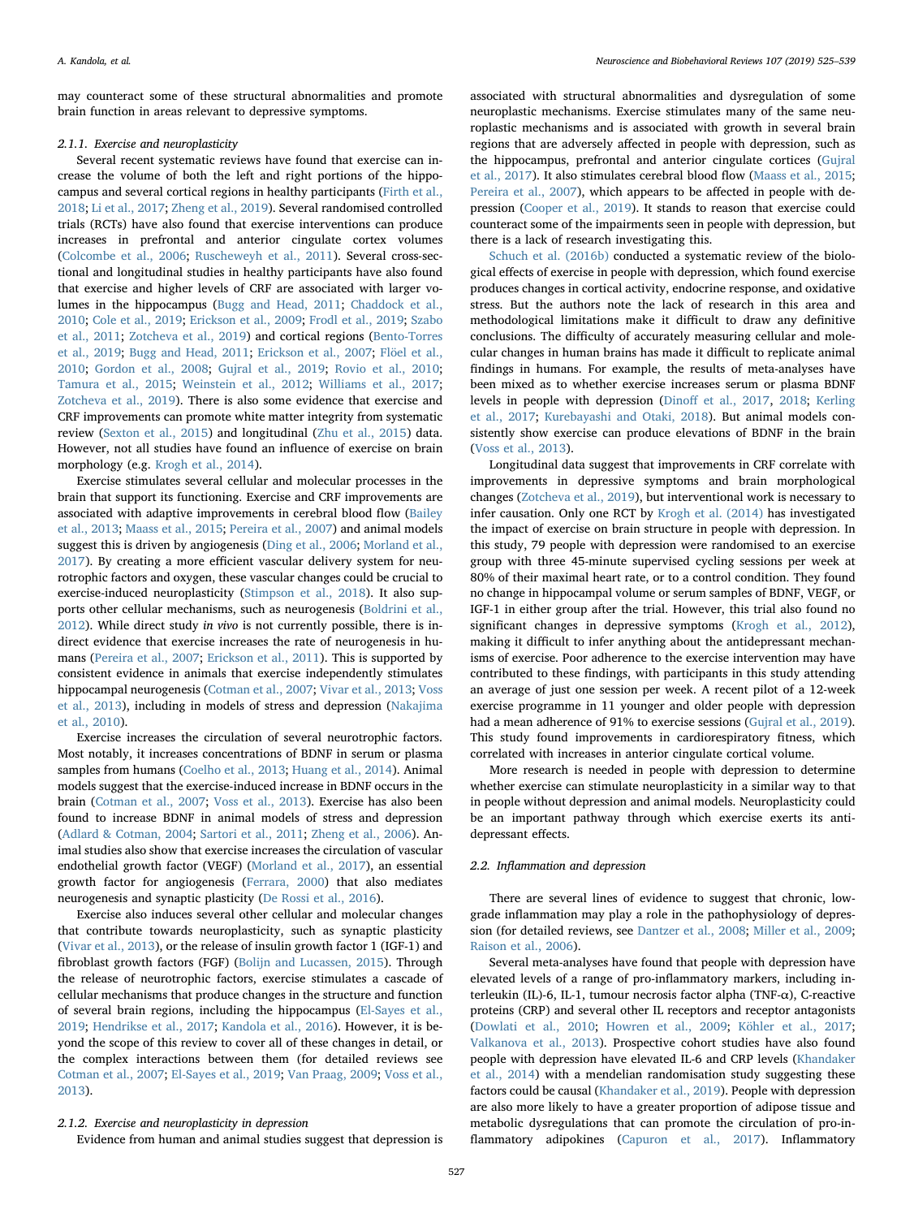may counteract some of these structural abnormalities and promote brain function in areas relevant to depressive symptoms.

#### 2.1.1. Exercise and neuroplasticity

Several recent systematic reviews have found that exercise can increase the volume of both the left and right portions of the hippocampus and several cortical regions in healthy participants (Firth et al., 2018; Li et al., 2017; Zheng et al., 2019). Several randomised controlled trials (RCTs) have also found that exercise interventions can produce increases in prefrontal and anterior cingulate cortex volumes (Colcombe et al., 2006; Ruscheweyh et al., 2011). Several cross-sectional and longitudinal studies in healthy participants have also found that exercise and higher levels of CRF are associated with larger volumes in the hippocampus (Bugg and Head, 2011; Chaddock et al., 2010; Cole et al., 2019; Erickson et al., 2009; Frodl et al., 2019; Szabo et al., 2011; Zotcheva et al., 2019) and cortical regions (Bento-Torres et al., 2019; Bugg and Head, 2011; Erickson et al., 2007; Flöel et al., 2010; Gordon et al., 2008; Gujral et al., 2019; Rovio et al., 2010; Tamura et al., 2015; Weinstein et al., 2012; Williams et al., 2017; Zotcheva et al., 2019). There is also some evidence that exercise and CRF improvements can promote white matter integrity from systematic review (Sexton et al., 2015) and longitudinal (Zhu et al., 2015) data. However, not all studies have found an influence of exercise on brain morphology (e.g. Krogh et al., 2014).

Exercise stimulates several cellular and molecular processes in the brain that support its functioning. Exercise and CRF improvements are associated with adaptive improvements in cerebral blood flow (Bailey et al., 2013; Maass et al., 2015; Pereira et al., 2007) and animal models suggest this is driven by angiogenesis (Ding et al., 2006; Morland et al., 2017). By creating a more efficient vascular delivery system for neurotrophic factors and oxygen, these vascular changes could be crucial to exercise-induced neuroplasticity (Stimpson et al., 2018). It also supports other cellular mechanisms, such as neurogenesis (Boldrini et al., 2012). While direct study *in vivo* is not currently possible, there is indirect evidence that exercise increases the rate of neurogenesis in humans (Pereira et al., 2007; Erickson et al., 2011). This is supported by consistent evidence in animals that exercise independently stimulates hippocampal neurogenesis (Cotman et al., 2007; Vivar et al., 2013; Voss et al., 2013), including in models of stress and depression (Nakajima et al., 2010).

Exercise increases the circulation of several neurotrophic factors. Most notably, it increases concentrations of BDNF in serum or plasma samples from humans (Coelho et al., 2013; Huang et al., 2014). Animal models suggest that the exercise-induced increase in BDNF occurs in the brain (Cotman et al., 2007; Voss et al., 2013). Exercise has also been found to increase BDNF in animal models of stress and depression (Adlard & Cotman, 2004; Sartori et al., 2011; Zheng et al., 2006). Animal studies also show that exercise increases the circulation of vascular endothelial growth factor (VEGF) (Morland et al., 2017), an essential growth factor for angiogenesis (Ferrara, 2000) that also mediates neurogenesis and synaptic plasticity (De Rossi et al., 2016).

Exercise also induces several other cellular and molecular changes that contribute towards neuroplasticity, such as synaptic plasticity (Vivar et al., 2013), or the release of insulin growth factor 1 (IGF-1) and fibroblast growth factors (FGF) (Bolijn and Lucassen, 2015). Through the release of neurotrophic factors, exercise stimulates a cascade of cellular mechanisms that produce changes in the structure and function of several brain regions, including the hippocampus (El-Sayes et al., 2019; Hendrikse et al., 2017; Kandola et al., 2016). However, it is beyond the scope of this review to cover all of these changes in detail, or the complex interactions between them (for detailed reviews see Cotman et al., 2007; El-Sayes et al., 2019; Van Praag, 2009; Voss et al., 2013).

#### 2.1.2. Exercise and neuroplasticity in depression

Evidence from human and animal studies suggest that depression is associated with structural abnormalities and dysregulation of some neuroplastic mechanisms. Exercise stimulates many of the same neuroplastic mechanisms and is associated with growth in several brain regions that are adversely affected in people with depression, such as the hippocampus, prefrontal and anterior cingulate cortices (Gujral et al., 2017). It also stimulates cerebral blood flow (Maass et al., 2015; Pereira et al., 2007), which appears to be affected in people with depression (Cooper et al., 2019). It stands to reason that exercise could counteract some of the impairments seen in people with depression, but there is a lack of research investigating this.

Schuch et al. (2016b) conducted a systematic review of the biological effects of exercise in people with depression, which found exercise produces changes in cortical activity, endocrine response, and oxidative stress. But the authors note the lack of research in this area and methodological limitations make it difficult to draw any definitive conclusions. The difficulty of accurately measuring cellular and molecular changes in human brains has made it difficult to replicate animal findings in humans. For example, the results of meta-analyses have been mixed as to whether exercise increases serum or plasma BDNF levels in people with depression (Dinoff et al., 2017, 2018; Kerling et al., 2017; Kurebayashi and Otaki, 2018). But animal models consistently show exercise can produce elevations of BDNF in the brain (Voss et al., 2013).

Longitudinal data suggest that improvements in CRF correlate with improvements in depressive symptoms and brain morphological changes (Zotcheva et al., 2019), but interventional work is necessary to infer causation. Only one RCT by Krogh et al. (2014) has investigated the impact of exercise on brain structure in people with depression. In this study, 79 people with depression were randomised to an exercise group with three 45-minute supervised cycling sessions per week at 80% of their maximal heart rate, or to a control condition. They found no change in hippocampal volume or serum samples of BDNF, VEGF, or IGF-1 in either group after the trial. However, this trial also found no significant changes in depressive symptoms (Krogh et al., 2012), making it difficult to infer anything about the antidepressant mechanisms of exercise. Poor adherence to the exercise intervention may have contributed to these findings, with participants in this study attending an average of just one session per week. A recent pilot of a 12-week exercise programme in 11 younger and older people with depression had a mean adherence of 91% to exercise sessions (Gujral et al., 2019). This study found improvements in cardiorespiratory fitness, which correlated with increases in anterior cingulate cortical volume.

More research is needed in people with depression to determine whether exercise can stimulate neuroplasticity in a similar way to that in people without depression and animal models. Neuroplasticity could be an important pathway through which exercise exerts its antidepressant effects.

### 2.2. Inflammation and depression

There are several lines of evidence to suggest that chronic, low-grade inflammation may play a role in the pathophysiology of depression (for detailed reviews, see Dantzer et al., 2008; Miller et al., 2009; Raison et al., 2006).

Several meta-analyses have found that people with depression have elevated levels of a range of pro-inflammatory markers, including interleukin (IL)-6, IL-1, tumour necrosis factor alpha (TNF-α), C-reactive proteins (CRP) and several other IL receptors and receptor antagonists (Dowlati et al., 2010; Howren et al., 2009; Köhler et al., 2017; Valkanova et al., 2013). Prospective cohort studies have also found people with depression have elevated IL-6 and CRP levels (Khandaker et al., 2014) with a mendelian randomisation study suggesting these factors could be causal (Khandaker et al., 2019). People with depression are also more likely to have a greater proportion of adipose tissue and metabolic dysregulations that can promote the circulation of pro-inflammatory adipokines (Capuron et al., 2017). Inflammatory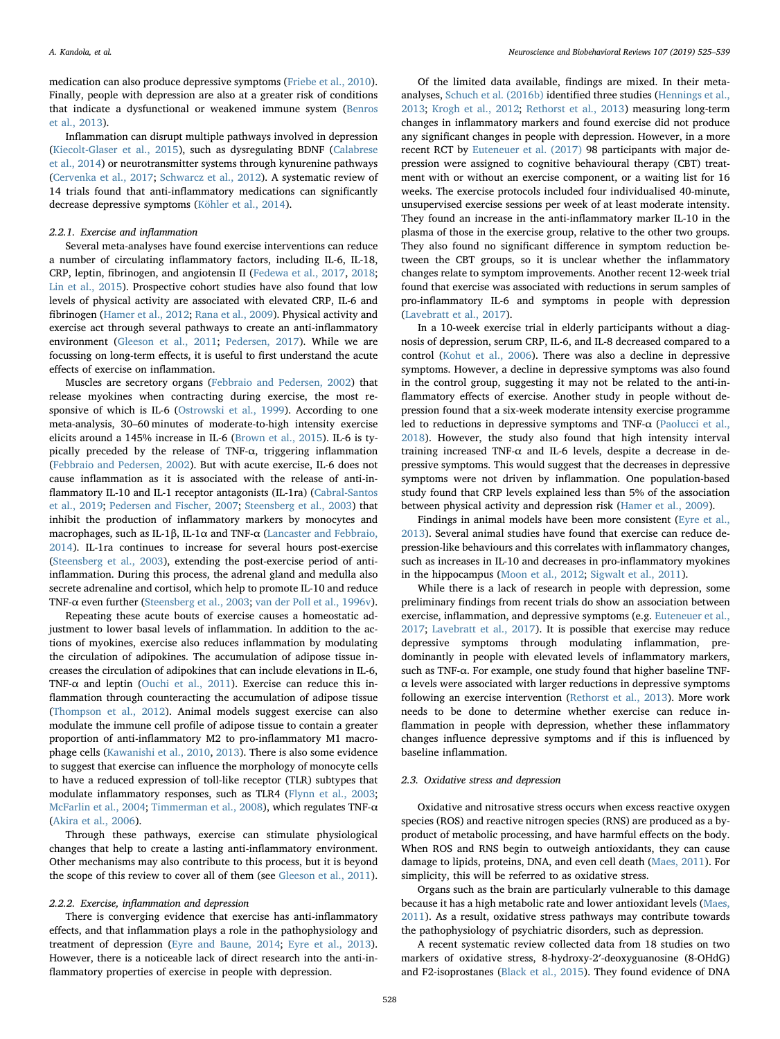medication can also produce depressive symptoms (Friebe et al., 2010). Finally, people with depression are also at a greater risk of conditions that indicate a dysfunctional or weakened immune system (Benros et al., 2013).

Inflammation can disrupt multiple pathways involved in depression (Kiecolt-Glaser et al., 2015), such as dysregulating BDNF (Calabrese et al., 2014) or neurotransmitter systems through kynurenine pathways (Cervenka et al., 2017; Schwarcz et al., 2012). A systematic review of 14 trials found that anti-inflammatory medications can significantly decrease depressive symptoms (Köhler et al., 2014).

#### 2.2.1. Exercise and inflammation

Several meta-analyses have found exercise interventions can reduce a number of circulating inflammatory factors, including IL-6, IL-18, CRP, leptin, fibrinogen, and angiotensin II (Fedewa et al., 2017, 2018; Lin et al., 2015). Prospective cohort studies have also found that low levels of physical activity are associated with elevated CRP, IL-6 and fibrinogen (Hamer et al., 2012; Rana et al., 2009). Physical activity and exercise act through several pathways to create an anti-inflammatory environment (Gleeson et al., 2011; Pedersen, 2017). While we are focussing on long-term effects, it is useful to first understand the acute effects of exercise on inflammation.

Muscles are secretory organs (Febbraio and Pedersen, 2002) that release myokines when contracting during exercise, the most responsive of which is IL-6 (Ostrowski et al., 1999). According to one meta-analysis, 30–60 minutes of moderate-to-high intensity exercise elicits around a 145% increase in IL-6 (Brown et al., 2015). IL-6 is typically preceded by the release of TNF-α, triggering inflammation (Febbraio and Pedersen, 2002). But with acute exercise, IL-6 does not cause inflammation as it is associated with the release of anti-inflammatory IL-10 and IL-1 receptor antagonists (IL-1ra) (Cabral-Santos et al., 2019; Pedersen and Fischer, 2007; Steensberg et al., 2003) that inhibit the production of inflammatory markers by monocytes and macrophages, such as IL-1β, IL-1α and TNF-α (Lancaster and Febbraio, 2014). IL-1ra continues to increase for several hours post-exercise (Steensberg et al., 2003), extending the post-exercise period of anti-inflammation. During this process, the adrenal gland and medulla also secrete adrenaline and cortisol, which help to promote IL-10 and reduce TNF-α even further (Steensberg et al., 2003; van der Poll et al., 1996v).

Repeating these acute bouts of exercise causes a homeostatic adjustment to lower basal levels of inflammation. In addition to the actions of myokines, exercise also reduces inflammation by modulating the circulation of adipokines. The accumulation of adipose tissue increases the circulation of adipokines that can include elevations in IL-6, TNF-α and leptin (Ouchi et al., 2011). Exercise can reduce this inflammation through counteracting the accumulation of adipose tissue (Thompson et al., 2012). Animal models suggest exercise can also modulate the immune cell profile of adipose tissue to contain a greater proportion of anti-inflammatory M2 to pro-inflammatory M1 macrophage cells (Kawanishi et al., 2010, 2013). There is also some evidence to suggest that exercise can influence the morphology of monocyte cells to have a reduced expression of toll-like receptor (TLR) subtypes that modulate inflammatory responses, such as TLR4 (Flynn et al., 2003; McFarlin et al., 2004; Timmerman et al., 2008), which regulates TNF-α (Akira et al., 2006).

Through these pathways, exercise can stimulate physiological changes that help to create a lasting anti-inflammatory environment. Other mechanisms may also contribute to this process, but it is beyond the scope of this review to cover all of them (see Gleeson et al., 2011).

#### 2.2.2. Exercise, inflammation and depression

There is converging evidence that exercise has anti-inflammatory effects, and that inflammation plays a role in the pathophysiology and treatment of depression (Eyre and Baune, 2014; Eyre et al., 2013). However, there is a noticeable lack of direct research into the anti-inflammatory properties of exercise in people with depression.

Of the limited data available, findings are mixed. In their meta-analyses, Schuch et al. (2016b) identified three studies (Hennings et al., 2013; Krogh et al., 2012; Rethorst et al., 2013) measuring long-term changes in inflammatory markers and found exercise did not produce any significant changes in people with depression. However, in a more recent RCT by Euteneuer et al. (2017) 98 participants with major depression were assigned to cognitive behavioural therapy (CBT) treatment with or without an exercise component, or a waiting list for 16 weeks. The exercise protocols included four individualised 40-minute, unsupervised exercise sessions per week of at least moderate intensity. They found an increase in the anti-inflammatory marker IL-10 in the plasma of those in the exercise group, relative to the other two groups. They also found no significant difference in symptom reduction between the CBT groups, so it is unclear whether the inflammatory changes relate to symptom improvements. Another recent 12-week trial found that exercise was associated with reductions in serum samples of pro-inflammatory IL-6 and symptoms in people with depression (Lavebratt et al., 2017).

In a 10-week exercise trial in elderly participants without a diagnosis of depression, serum CRP, IL-6, and IL-8 decreased compared to a control (Kohut et al., 2006). There was also a decline in depressive symptoms. However, a decline in depressive symptoms was also found in the control group, suggesting it may not be related to the anti-inflammatory effects of exercise. Another study in people without depression found that a six-week moderate intensity exercise programme led to reductions in depressive symptoms and TNF-α (Paolucci et al., 2018). However, the study also found that high intensity interval training increased TNF-α and IL-6 levels, despite a decrease in depressive symptoms. This would suggest that the decreases in depressive symptoms were not driven by inflammation. One population-based study found that CRP levels explained less than 5% of the association between physical activity and depression risk (Hamer et al., 2009).

Findings in animal models have been more consistent (Eyre et al., 2013). Several animal studies have found that exercise can reduce depression-like behaviours and this correlates with inflammatory changes, such as increases in IL-10 and decreases in pro-inflammatory myokines in the hippocampus (Moon et al., 2012; Sigwalt et al., 2011).

While there is a lack of research in people with depression, some preliminary findings from recent trials do show an association between exercise, inflammation, and depressive symptoms (e.g. Euteneuer et al., 2017; Lavebratt et al., 2017). It is possible that exercise may reduce depressive symptoms through modulating inflammation, predominantly in people with elevated levels of inflammatory markers, such as TNF-α. For example, one study found that higher baseline TNF-α levels were associated with larger reductions in depressive symptoms following an exercise intervention (Rethorst et al., 2013). More work needs to be done to determine whether exercise can reduce inflammation in people with depression, whether these inflammatory changes influence depressive symptoms and if this is influenced by baseline inflammation.

### 2.3. Oxidative stress and depression

Oxidative and nitrosative stress occurs when excess reactive oxygen species (ROS) and reactive nitrogen species (RNS) are produced as a by-product of metabolic processing, and have harmful effects on the body. When ROS and RNS begin to outweigh antioxidants, they can cause damage to lipids, proteins, DNA, and even cell death (Maes, 2011). For simplicity, this will be referred to as oxidative stress.

Organs such as the brain are particularly vulnerable to this damage because it has a high metabolic rate and lower antioxidant levels (Maes, 2011). As a result, oxidative stress pathways may contribute towards the pathophysiology of psychiatric disorders, such as depression.

A recent systematic review collected data from 18 studies on two markers of oxidative stress, 8-hydroxy-2′-deoxyguanosine (8-OHdG) and F2-isoprostanes (Black et al., 2015). They found evidence of DNA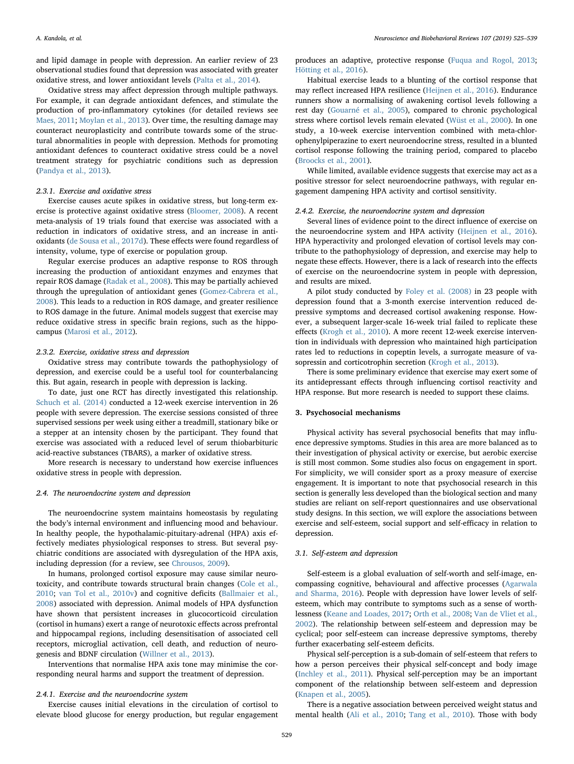and lipid damage in people with depression. An earlier review of 23 observational studies found that depression was associated with greater oxidative stress, and lower antioxidant levels (Palta et al., 2014).

Oxidative stress may affect depression through multiple pathways. For example, it can degrade antioxidant defences, and stimulate the production of pro-inflammatory cytokines (for detailed reviews see Maes, 2011; Moylan et al., 2013). Over time, the resulting damage may counteract neuroplasticity and contribute towards some of the structural abnormalities in people with depression. Methods for promoting antioxidant defences to counteract oxidative stress could be a novel treatment strategy for psychiatric conditions such as depression (Pandya et al., 2013).

#### 2.3.1. Exercise and oxidative stress

Exercise causes acute spikes in oxidative stress, but long-term exercise is protective against oxidative stress (Bloomer, 2008). A recent meta-analysis of 19 trials found that exercise was associated with a reduction in indicators of oxidative stress, and an increase in antioxidants (de Sousa et al., 2017d). These effects were found regardless of intensity, volume, type of exercise or population group.

Regular exercise produces an adaptive response to ROS through increasing the production of antioxidant enzymes and enzymes that repair ROS damage (Radak et al., 2008). This may be partially achieved through the upregulation of antioxidant genes (Gomez-Cabrera et al., 2008). This leads to a reduction in ROS damage, and greater resilience to ROS damage in the future. Animal models suggest that exercise may reduce oxidative stress in specific brain regions, such as the hippocampus (Marosi et al., 2012).

#### 2.3.2. Exercise, oxidative stress and depression

Oxidative stress may contribute towards the pathophysiology of depression, and exercise could be a useful tool for counterbalancing this. But again, research in people with depression is lacking.

To date, just one RCT has directly investigated this relationship. Schuch et al. (2014) conducted a 12-week exercise intervention in 26 people with severe depression. The exercise sessions consisted of three supervised sessions per week using either a treadmill, stationary bike or a stepper at an intensity chosen by the participant. They found that exercise was associated with a reduced level of serum thiobarbituric acid-reactive substances (TBARS), a marker of oxidative stress.

More research is necessary to understand how exercise influences oxidative stress in people with depression.

### 2.4. The neuroendocrine system and depression

The neuroendocrine system maintains homeostasis by regulating the body's internal environment and influencing mood and behaviour. In healthy people, the hypothalamic-pituitary-adrenal (HPA) axis effectively mediates physiological responses to stress. But several psychiatric conditions are associated with dysregulation of the HPA axis, including depression (for a review, see Chrousos, 2009).

In humans, prolonged cortisol exposure may cause similar neurotoxicity, and contribute towards structural brain changes (Cole et al., 2010; van Tol et al., 2010v) and cognitive deficits (Ballmaier et al., 2008) associated with depression. Animal models of HPA dysfunction have shown that persistent increases in glucocorticoid circulation (cortisol in humans) exert a range of neurotoxic effects across prefrontal and hippocampal regions, including desensitisation of associated cell receptors, microglial activation, cell death, and reduction of neurogenesis and BDNF circulation (Willner et al., 2013).

Interventions that normalise HPA axis tone may minimise the corresponding neural harms and support the treatment of depression.

#### 2.4.1. Exercise and the neuroendocrine system

Exercise causes initial elevations in the circulation of cortisol to elevate blood glucose for energy production, but regular engagement produces an adaptive, protective response (Fuqua and Rogol, 2013; Hötting et al., 2016).

Habitual exercise leads to a blunting of the cortisol response that may reflect increased HPA resilience (Heijnen et al., 2016). Endurance runners show a normalising of awakening cortisol levels following a rest day (Gouarné et al., 2005), compared to chronic psychological stress where cortisol levels remain elevated (Wüst et al., 2000). In one study, a 10-week exercise intervention combined with meta-chlorophenylpiperazine to exert neuroendocrine stress, resulted in a blunted cortisol response following the training period, compared to placebo (Broocks et al., 2001).

While limited, available evidence suggests that exercise may act as a positive stressor for select neuroendocrine pathways, with regular engagement dampening HPA activity and cortisol sensitivity.

#### 2.4.2. Exercise, the neuroendocrine system and depression

Several lines of evidence point to the direct influence of exercise on the neuroendocrine system and HPA activity (Heijnen et al., 2016). HPA hyperactivity and prolonged elevation of cortisol levels may contribute to the pathophysiology of depression, and exercise may help to negate these effects. However, there is a lack of research into the effects of exercise on the neuroendocrine system in people with depression, and results are mixed.

A pilot study conducted by Foley et al. (2008) in 23 people with depression found that a 3-month exercise intervention reduced depressive symptoms and decreased cortisol awakening response. However, a subsequent larger-scale 16-week trial failed to replicate these effects (Krogh et al., 2010). A more recent 12-week exercise intervention in individuals with depression who maintained high participation rates led to reductions in copeptin levels, a surrogate measure of vasopressin and corticotrophin secretion (Krogh et al., 2013).

There is some preliminary evidence that exercise may exert some of its antidepressant effects through influencing cortisol reactivity and HPA response. But more research is needed to support these claims.

## 3. Psychosocial mechanisms

Physical activity has several psychosocial benefits that may influence depressive symptoms. Studies in this area are more balanced as to their investigation of physical activity or exercise, but aerobic exercise is still most common. Some studies also focus on engagement in sport. For simplicity, we will consider sport as a proxy measure of exercise engagement. It is important to note that psychosocial research in this section is generally less developed than the biological section and many studies are reliant on self-report questionnaires and use observational study designs. In this section, we will explore the associations between exercise and self-esteem, social support and self-efficacy in relation to depression.

### 3.1. Self-esteem and depression

Self-esteem is a global evaluation of self-worth and self-image, encompassing cognitive, behavioural and affective processes (Agarwala and Sharma, 2016). People with depression have lower levels of self-esteem, which may contribute to symptoms such as a sense of worthlessness (Keane and Loades, 2017; Orth et al., 2008; Van de Vliet et al., 2002). The relationship between self-esteem and depression may be cyclical; poor self-esteem can increase depressive symptoms, thereby further exacerbating self-esteem deficits.

Physical self-perception is a sub-domain of self-esteem that refers to how a person perceives their physical self-concept and body image (Inchley et al., 2011). Physical self-perception may be an important component of the relationship between self-esteem and depression (Knapen et al., 2005).

There is a negative association between perceived weight status and mental health (Ali et al., 2010; Tang et al., 2010). Those with body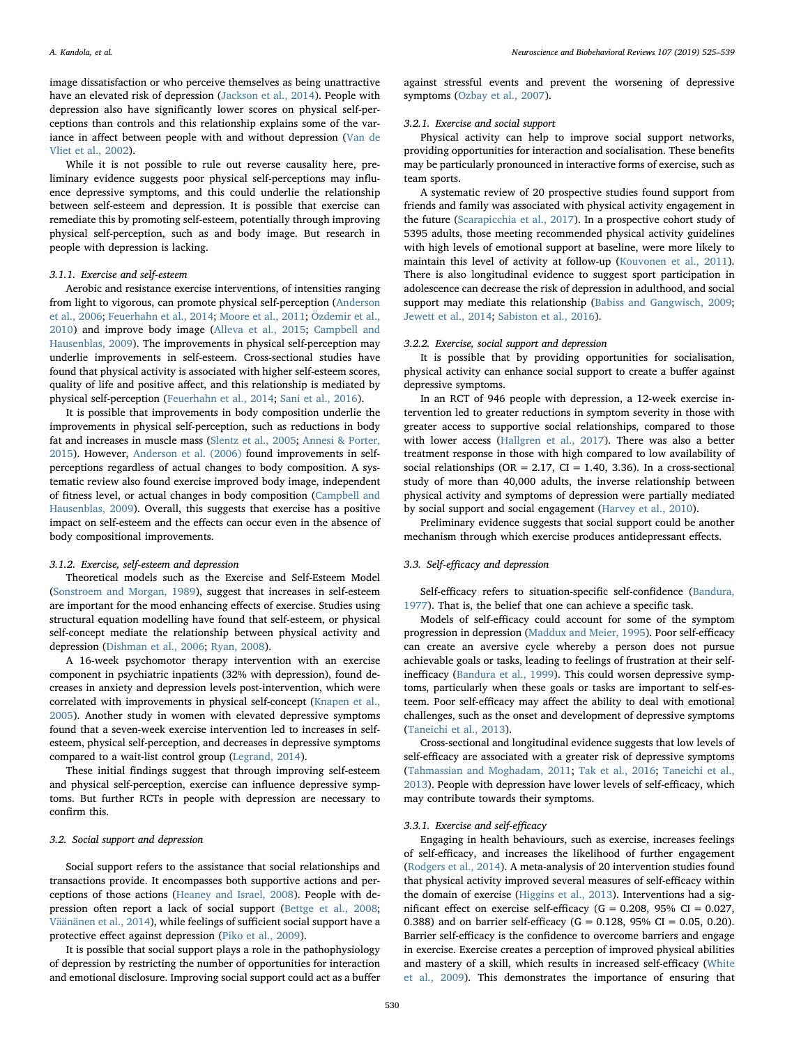image dissatisfaction or who perceive themselves as being unattractive have an elevated risk of depression (Jackson et al., 2014). People with depression also have significantly lower scores on physical self-perceptions than controls and this relationship explains some of the variance in affect between people with and without depression (Van de Vliet et al., 2002).

While it is not possible to rule out reverse causality here, preliminary evidence suggests poor physical self-perceptions may influence depressive symptoms, and this could underlie the relationship between self-esteem and depression. It is possible that exercise can remediate this by promoting self-esteem, potentially through improving physical self-perception, such as and body image. But research in people with depression is lacking.

#### 3.1.1. Exercise and self-esteem

Aerobic and resistance exercise interventions, of intensities ranging from light to vigorous, can promote physical self-perception (Anderson et al., 2006; Feuerhahn et al., 2014; Moore et al., 2011; Özdemir et al., 2010) and improve body image (Alleva et al., 2015; Campbell and Hausenblas, 2009). The improvements in physical self-perception may underlie improvements in self-esteem. Cross-sectional studies have found that physical activity is associated with higher self-esteem scores, quality of life and positive affect, and this relationship is mediated by physical self-perception (Feuerhahn et al., 2014; Sani et al., 2016).

It is possible that improvements in body composition underlie the improvements in physical self-perception, such as reductions in body fat and increases in muscle mass (Slentz et al., 2005; Annesi & Porter, 2015). However, Anderson et al. (2006) found improvements in self-perceptions regardless of actual changes to body composition. A systematic review also found exercise improved body image, independent of fitness level, or actual changes in body composition (Campbell and Hausenblas, 2009). Overall, this suggests that exercise has a positive impact on self-esteem and the effects can occur even in the absence of body compositional improvements.

#### 3.1.2. Exercise, self-esteem and depression

Theoretical models such as the Exercise and Self-Esteem Model (Sonstroem and Morgan, 1989), suggest that increases in self-esteem are important for the mood enhancing effects of exercise. Studies using structural equation modelling have found that self-esteem, or physical self-concept mediate the relationship between physical activity and depression (Dishman et al., 2006; Ryan, 2008).

A 16-week psychomotor therapy intervention with an exercise component in psychiatric inpatients (32% with depression), found decreases in anxiety and depression levels post-intervention, which were correlated with improvements in physical self-concept (Knapen et al., 2005). Another study in women with elevated depressive symptoms found that a seven-week exercise intervention led to increases in self-esteem, physical self-perception, and decreases in depressive symptoms compared to a wait-list control group (Legrand, 2014).

These initial findings suggest that through improving self-esteem and physical self-perception, exercise can influence depressive symptoms. But further RCTs in people with depression are necessary to confirm this.

### 3.2. Social support and depression

Social support refers to the assistance that social relationships and transactions provide. It encompasses both supportive actions and perceptions of those actions (Heaney and Israel, 2008). People with depression often report a lack of social support (Bettge et al., 2008; Väänänen et al., 2014), while feelings of sufficient social support have a protective effect against depression (Piko et al., 2009).

It is possible that social support plays a role in the pathophysiology of depression by restricting the number of opportunities for interaction and emotional disclosure. Improving social support could act as a buffer against stressful events and prevent the worsening of depressive symptoms (Ozbay et al., 2007).

#### 3.2.1. Exercise and social support

Physical activity can help to improve social support networks, providing opportunities for interaction and socialisation. These benefits may be particularly pronounced in interactive forms of exercise, such as team sports.

A systematic review of 20 prospective studies found support from friends and family was associated with physical activity engagement in the future (Scarapicchia et al., 2017). In a prospective cohort study of 5395 adults, those meeting recommended physical activity guidelines with high levels of emotional support at baseline, were more likely to maintain this level of activity at follow-up (Kouvonen et al., 2011). There is also longitudinal evidence to suggest sport participation in adolescence can decrease the risk of depression in adulthood, and social support may mediate this relationship (Babiss and Gangwisch, 2009; Jewett et al., 2014; Sabiston et al., 2016).

#### 3.2.2. Exercise, social support and depression

It is possible that by providing opportunities for socialisation, physical activity can enhance social support to create a buffer against depressive symptoms.

In an RCT of 946 people with depression, a 12-week exercise intervention led to greater reductions in symptom severity in those with greater access to supportive social relationships, compared to those with lower access (Hallgren et al., 2017). There was also a better treatment response in those with high compared to low availability of social relationships (OR = 2.17, CI = 1.40, 3.36). In a cross-sectional study of more than 40,000 adults, the inverse relationship between physical activity and symptoms of depression were partially mediated by social support and social engagement (Harvey et al., 2010).

Preliminary evidence suggests that social support could be another mechanism through which exercise produces antidepressant effects.

### 3.3. Self-efficacy and depression

Self-efficacy refers to situation-specific self-confidence (Bandura, 1977). That is, the belief that one can achieve a specific task.

Models of self-efficacy could account for some of the symptom progression in depression (Maddux and Meier, 1995). Poor self-efficacy can create an aversive cycle whereby a person does not pursue achievable goals or tasks, leading to feelings of frustration at their self-inefficacy (Bandura et al., 1999). This could worsen depressive symptoms, particularly when these goals or tasks are important to self-esteem. Poor self-efficacy may affect the ability to deal with emotional challenges, such as the onset and development of depressive symptoms (Taneichi et al., 2013).

Cross-sectional and longitudinal evidence suggests that low levels of self-efficacy are associated with a greater risk of depressive symptoms (Tahmassian and Moghadam, 2011; Tak et al., 2016; Taneichi et al., 2013). People with depression have lower levels of self-efficacy, which may contribute towards their symptoms.

#### 3.3.1. Exercise and self-efficacy

Engaging in health behaviours, such as exercise, increases feelings of self-efficacy, and increases the likelihood of further engagement (Rodgers et al., 2014). A meta-analysis of 20 intervention studies found that physical activity improved several measures of self-efficacy within the domain of exercise (Higgins et al., 2013). Interventions had a significant effect on exercise self-efficacy (G = 0.208, 95% CI = 0.027, 0.388) and on barrier self-efficacy (G = 0.128, 95% CI = 0.05, 0.20). Barrier self-efficacy is the confidence to overcome barriers and engage in exercise. Exercise creates a perception of improved physical abilities and mastery of a skill, which results in increased self-efficacy (White et al., 2009). This demonstrates the importance of ensuring that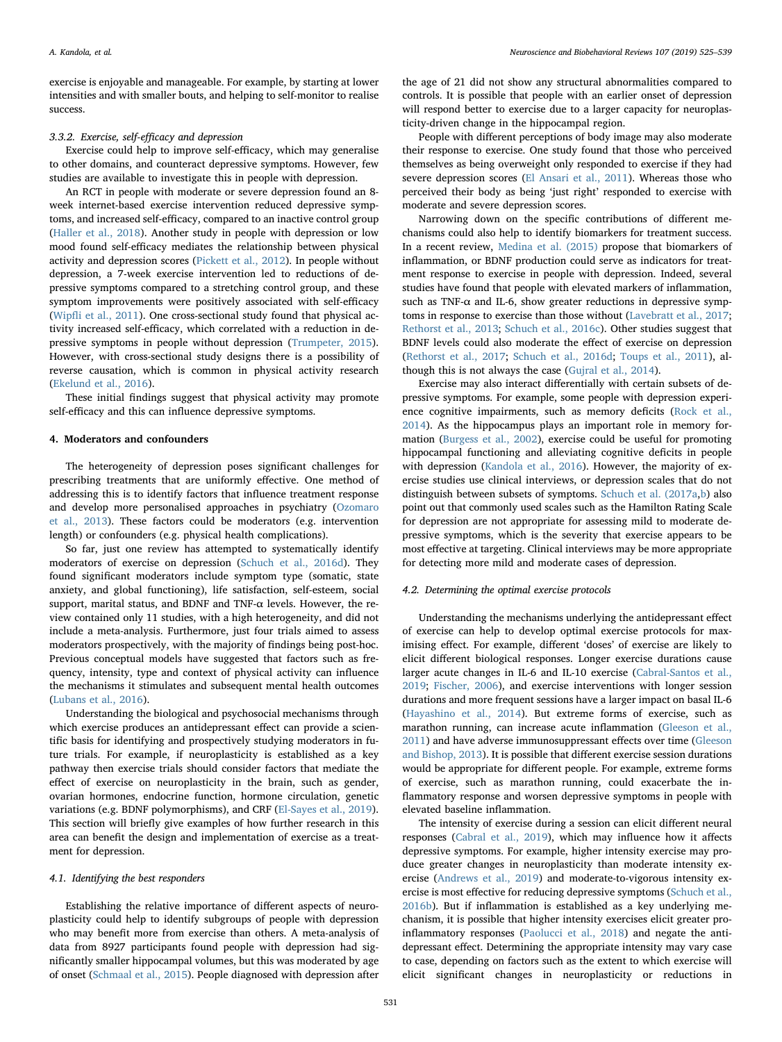exercise is enjoyable and manageable. For example, by starting at lower intensities and with smaller bouts, and helping to self-monitor to realise success.

#### 3.3.2. Exercise, self-efficacy and depression

Exercise could help to improve self-efficacy, which may generalise to other domains, and counteract depressive symptoms. However, few studies are available to investigate this in people with depression.

An RCT in people with moderate or severe depression found an 8-week internet-based exercise intervention reduced depressive symptoms, and increased self-efficacy, compared to an inactive control group (Haller et al., 2018). Another study in people with depression or low mood found self-efficacy mediates the relationship between physical activity and depression scores (Pickett et al., 2012). In people without depression, a 7-week exercise intervention led to reductions of depressive symptoms compared to a stretching control group, and these symptom improvements were positively associated with self-efficacy (Wipfli et al., 2011). One cross-sectional study found that physical activity increased self-efficacy, which correlated with a reduction in depressive symptoms in people without depression (Trumpeter, 2015). However, with cross-sectional study designs there is a possibility of reverse causation, which is common in physical activity research (Ekelund et al., 2016).

These initial findings suggest that physical activity may promote self-efficacy and this can influence depressive symptoms.

## 4. Moderators and confounders

The heterogeneity of depression poses significant challenges for prescribing treatments that are uniformly effective. One method of addressing this is to identify factors that influence treatment response and develop more personalised approaches in psychiatry (Ozomaro et al., 2013). These factors could be moderators (e.g. intervention length) or confounders (e.g. physical health complications).

So far, just one review has attempted to systematically identify moderators of exercise on depression (Schuch et al., 2016d). They found significant moderators include symptom type (somatic, state anxiety, and global functioning), life satisfaction, self-esteem, social support, marital status, and BDNF and TNF-α levels. However, the review contained only 11 studies, with a high heterogeneity, and did not include a meta-analysis. Furthermore, just four trials aimed to assess moderators prospectively, with the majority of findings being post-hoc. Previous conceptual models have suggested that factors such as frequency, intensity, type and context of physical activity can influence the mechanisms it stimulates and subsequent mental health outcomes (Lubans et al., 2016).

Understanding the biological and psychosocial mechanisms through which exercise produces an antidepressant effect can provide a scientific basis for identifying and prospectively studying moderators in future trials. For example, if neuroplasticity is established as a key pathway then exercise trials should consider factors that mediate the effect of exercise on neuroplasticity in the brain, such as gender, ovarian hormones, endocrine function, hormone circulation, genetic variations (e.g. BDNF polymorphisms), and CRF (El-Sayes et al., 2019). This section will briefly give examples of how further research in this area can benefit the design and implementation of exercise as a treatment for depression.

### 4.1. Identifying the best responders

Establishing the relative importance of different aspects of neuroplasticity could help to identify subgroups of people with depression who may benefit more from exercise than others. A meta-analysis of data from 8927 participants found people with depression had significantly smaller hippocampal volumes, but this was moderated by age of onset (Schmaal et al., 2015). People diagnosed with depression after the age of 21 did not show any structural abnormalities compared to controls. It is possible that people with an earlier onset of depression will respond better to exercise due to a larger capacity for neuroplasticity-driven change in the hippocampal region.

People with different perceptions of body image may also moderate their response to exercise. One study found that those who perceived themselves as being overweight only responded to exercise if they had severe depression scores (El Ansari et al., 2011). Whereas those who perceived their body as being 'just right' responded to exercise with moderate and severe depression scores.

Narrowing down on the specific contributions of different mechanisms could also help to identify biomarkers for treatment success. In a recent review, Medina et al. (2015) propose that biomarkers of inflammation, or BDNF production could serve as indicators for treatment response to exercise in people with depression. Indeed, several studies have found that people with elevated markers of inflammation, such as TNF-α and IL-6, show greater reductions in depressive symptoms in response to exercise than those without (Lavebratt et al., 2017; Rethorst et al., 2013; Schuch et al., 2016c). Other studies suggest that BDNF levels could also moderate the effect of exercise on depression (Rethorst et al., 2017; Schuch et al., 2016d; Toups et al., 2011), although this is not always the case (Gujral et al., 2014).

Exercise may also interact differentially with certain subsets of depressive symptoms. For example, some people with depression experience cognitive impairments, such as memory deficits (Rock et al., 2014). As the hippocampus plays an important role in memory formation (Burgess et al., 2002), exercise could be useful for promoting hippocampal functioning and alleviating cognitive deficits in people with depression (Kandola et al., 2016). However, the majority of exercise studies use clinical interviews, or depression scales that do not distinguish between subsets of symptoms. Schuch et al. (2017a,b) also point out that commonly used scales such as the Hamilton Rating Scale for depression are not appropriate for assessing mild to moderate depressive symptoms, which is the severity that exercise appears to be most effective at targeting. Clinical interviews may be more appropriate for detecting more mild and moderate cases of depression.

### 4.2. Determining the optimal exercise protocols

Understanding the mechanisms underlying the antidepressant effect of exercise can help to develop optimal exercise protocols for maximising effect. For example, different 'doses' of exercise are likely to elicit different biological responses. Longer exercise durations cause larger acute changes in IL-6 and IL-10 exercise (Cabral-Santos et al., 2019; Fischer, 2006), and exercise interventions with longer session durations and more frequent sessions have a larger impact on basal IL-6 (Hayashino et al., 2014). But extreme forms of exercise, such as marathon running, can increase acute inflammation (Gleeson et al., 2011) and have adverse immunosuppressant effects over time (Gleeson and Bishop, 2013). It is possible that different exercise session durations would be appropriate for different people. For example, extreme forms of exercise, such as marathon running, could exacerbate the inflammatory response and worsen depressive symptoms in people with elevated baseline inflammation.

The intensity of exercise during a session can elicit different neural responses (Cabral et al., 2019), which may influence how it affects depressive symptoms. For example, higher intensity exercise may produce greater changes in neuroplasticity than moderate intensity exercise (Andrews et al., 2019) and moderate-to-vigorous intensity exercise is most effective for reducing depressive symptoms (Schuch et al., 2016b). But if inflammation is established as a key underlying mechanism, it is possible that higher intensity exercises elicit greater pro-inflammatory responses (Paolucci et al., 2018) and negate the antidepressant effect. Determining the appropriate intensity may vary case to case, depending on factors such as the extent to which exercise will elicit significant changes in neuroplasticity or reductions in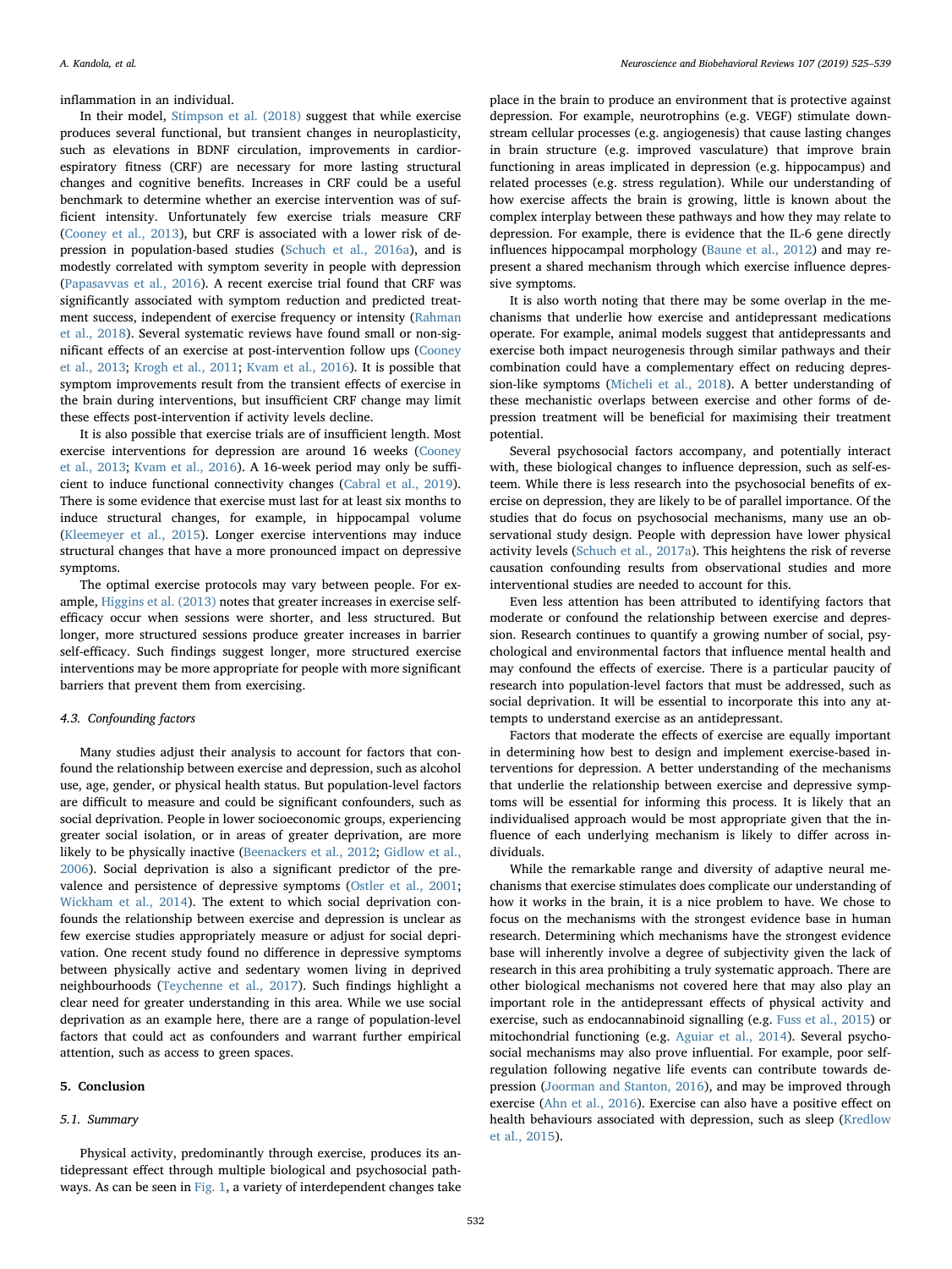inflammation in an individual.

In their model, Stimpson et al. (2018) suggest that while exercise produces several functional, but transient changes in neuroplasticity, such as elevations in BDNF circulation, improvements in cardiorespiratory fitness (CRF) are necessary for more lasting structural changes and cognitive benefits. Increases in CRF could be a useful benchmark to determine whether an exercise intervention was of sufficient intensity. Unfortunately few exercise trials measure CRF (Cooney et al., 2013), but CRF is associated with a lower risk of depression in population-based studies (Schuch et al., 2016a), and is modestly correlated with symptom severity in people with depression (Papasavvas et al., 2016). A recent exercise trial found that CRF was significantly associated with symptom reduction and predicted treatment success, independent of exercise frequency or intensity (Rahman et al., 2018). Several systematic reviews have found small or non-significant effects of an exercise at post-intervention follow ups (Cooney et al., 2013; Krogh et al., 2011; Kvam et al., 2016). It is possible that symptom improvements result from the transient effects of exercise in the brain during interventions, but insufficient CRF change may limit these effects post-intervention if activity levels decline.

It is also possible that exercise trials are of insufficient length. Most exercise interventions for depression are around 16 weeks (Cooney et al., 2013; Kvam et al., 2016). A 16-week period may only be sufficient to induce functional connectivity changes (Cabral et al., 2019). There is some evidence that exercise must last for at least six months to induce structural changes, for example, in hippocampal volume (Kleemeyer et al., 2015). Longer exercise interventions may induce structural changes that have a more pronounced impact on depressive symptoms.

The optimal exercise protocols may vary between people. For example, Higgins et al. (2013) notes that greater increases in exercise self-efficacy occur when sessions were shorter, and less structured. But longer, more structured sessions produce greater increases in barrier self-efficacy. Such findings suggest longer, more structured exercise interventions may be more appropriate for people with more significant barriers that prevent them from exercising.

### 4.3. Confounding factors

Many studies adjust their analysis to account for factors that confound the relationship between exercise and depression, such as alcohol use, age, gender, or physical health status. But population-level factors are difficult to measure and could be significant confounders, such as social deprivation. People in lower socioeconomic groups, experiencing greater social isolation, or in areas of greater deprivation, are more likely to be physically inactive (Beenackers et al., 2012; Gidlow et al., 2006). Social deprivation is also a significant predictor of the prevalence and persistence of depressive symptoms (Ostler et al., 2001; Wickham et al., 2014). The extent to which social deprivation confounds the relationship between exercise and depression is unclear as few exercise studies appropriately measure or adjust for social deprivation. One recent study found no difference in depressive symptoms between physically active and sedentary women living in deprived neighbourhoods (Teychenne et al., 2017). Such findings highlight a clear need for greater understanding in this area. While we use social deprivation as an example here, there are a range of population-level factors that could act as confounders and warrant further empirical attention, such as access to green spaces.

## 5. Conclusion

### 5.1. Summary

Physical activity, predominantly through exercise, produces its antidepressant effect through multiple biological and psychosocial pathways. As can be seen in Fig. 1, a variety of interdependent changes take place in the brain to produce an environment that is protective against depression. For example, neurotrophins (e.g. VEGF) stimulate downstream cellular processes (e.g. angiogenesis) that cause lasting changes in brain structure (e.g. improved vasculature) that improve brain functioning in areas implicated in depression (e.g. hippocampus) and related processes (e.g. stress regulation). While our understanding of how exercise affects the brain is growing, little is known about the complex interplay between these pathways and how they may relate to depression. For example, there is evidence that the IL-6 gene directly influences hippocampal morphology (Baune et al., 2012) and may represent a shared mechanism through which exercise influence depressive symptoms.

It is also worth noting that there may be some overlap in the mechanisms that underlie how exercise and antidepressant medications operate. For example, animal models suggest that antidepressants and exercise both impact neurogenesis through similar pathways and their combination could have a complementary effect on reducing depression-like symptoms (Micheli et al., 2018). A better understanding of these mechanistic overlaps between exercise and other forms of depression treatment will be beneficial for maximising their treatment potential.

Several psychosocial factors accompany, and potentially interact with, these biological changes to influence depression, such as self-esteem. While there is less research into the psychosocial benefits of exercise on depression, they are likely to be of parallel importance. Of the studies that do focus on psychosocial mechanisms, many use an observational study design. People with depression have lower physical activity levels (Schuch et al., 2017a). This heightens the risk of reverse causation confounding results from observational studies and more interventional studies are needed to account for this.

Even less attention has been attributed to identifying factors that moderate or confound the relationship between exercise and depression. Research continues to quantify a growing number of social, psychological and environmental factors that influence mental health and may confound the effects of exercise. There is a particular paucity of research into population-level factors that must be addressed, such as social deprivation. It will be essential to incorporate this into any attempts to understand exercise as an antidepressant.

Factors that moderate the effects of exercise are equally important in determining how best to design and implement exercise-based interventions for depression. A better understanding of the mechanisms that underlie the relationship between exercise and depressive symptoms will be essential for informing this process. It is likely that an individualised approach would be most appropriate given that the influence of each underlying mechanism is likely to differ across individuals.

While the remarkable range and diversity of adaptive neural mechanisms that exercise stimulates does complicate our understanding of how it works in the brain, it is a nice problem to have. We chose to focus on the mechanisms with the strongest evidence base in human research. Determining which mechanisms have the strongest evidence base will inherently involve a degree of subjectivity given the lack of research in this area prohibiting a truly systematic approach. There are other biological mechanisms not covered here that may also play an important role in the antidepressant effects of physical activity and exercise, such as endocannabinoid signalling (e.g. Fuss et al., 2015) or mitochondrial functioning (e.g. Aguiar et al., 2014). Several psychosocial mechanisms may also prove influential. For example, poor self-regulation following negative life events can contribute towards depression (Joorman and Stanton, 2016), and may be improved through exercise (Ahn et al., 2016). Exercise can also have a positive effect on health behaviours associated with depression, such as sleep (Kredlow et al., 2015).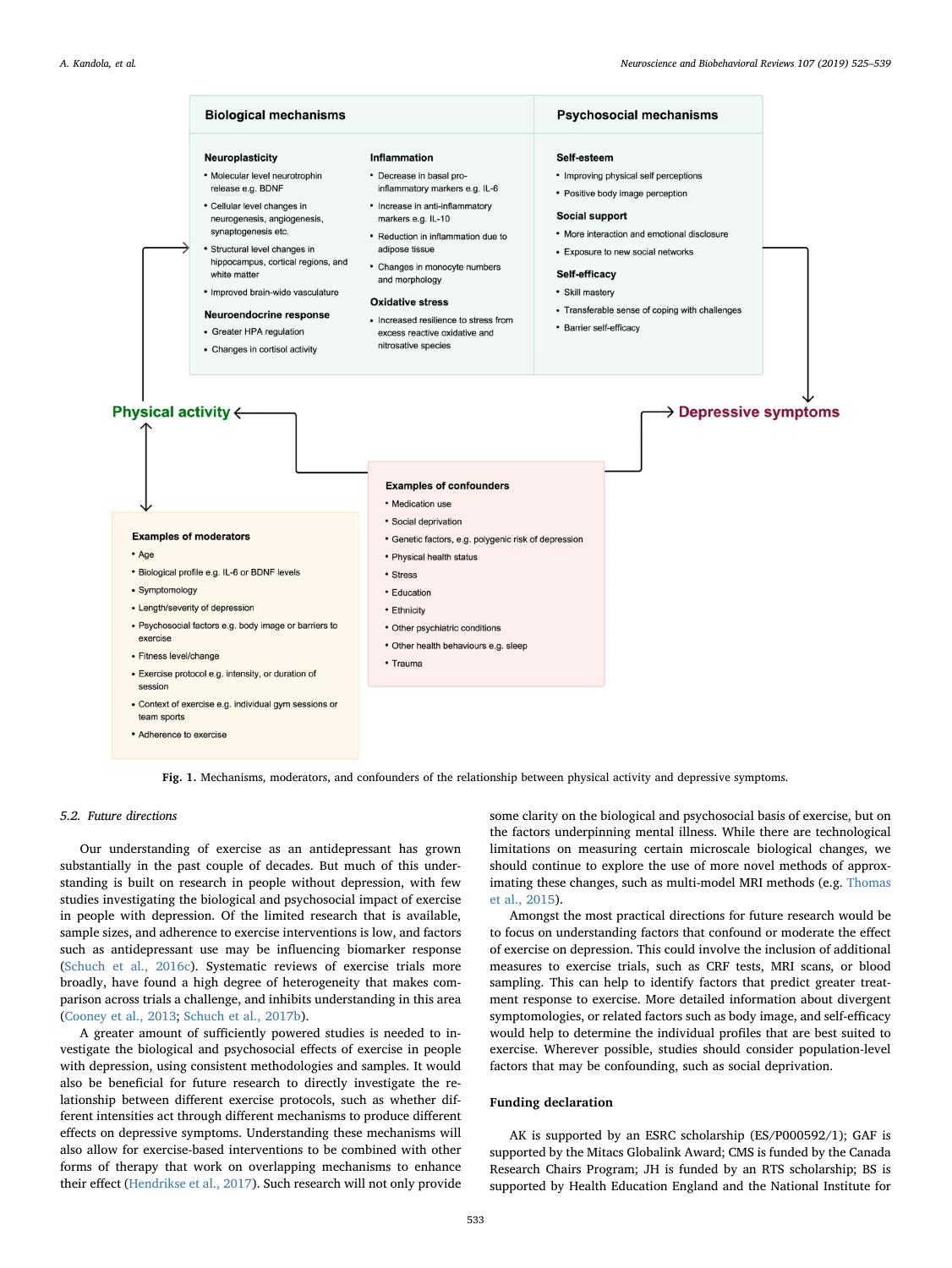**Biological mechanisms**

**Neuroplasticity**
- Molecular level neurotrophin release e.g. BDNF
- Cellular level changes in neurogenesis, angiogenesis, synaptogenesis etc.
- Structural level changes in hippocampus, cortical regions, and white matter
- Improved brain-wide vasculature

**Neuroendocrine response**
- Greater HPA regulation
- Changes in cortisol activity

**Inflammation**
- Decrease in basal pro-inflammatory markers e.g. IL-6
- Increase in anti-inflammatory markers e.g. IL-10
- Reduction in inflammation due to adipose tissue
- Changes in monocyte numbers and morphology

**Oxidative stress**
- Increased resilience to stress from excess reactive oxidative and nitrosative species

**Psychosocial mechanisms**

**Self-esteem**
- Improving physical self perceptions
- Positive body image perception

**Social support**
- More interaction and emotional disclosure
- Exposure to new social networks

**Self-efficacy**
- Skill mastery
- Transferable sense of coping with challenges
- Barrier self-efficacy

Physical activity

Depressive symptoms

**Examples of confounders**
- Medication use
- Social deprivation
- Genetic factors, e.g. polygenic risk of depression
- Physical health status
- Stress
- Education
- Ethnicity
- Other psychiatric conditions
- Other health behaviours e.g. sleep
- Trauma

**Examples of moderators**
- Age
- Biological profile e.g. IL-6 or BDNF levels
- Symptomology
- Length/severity of depression
- Psychosocial factors e.g. body image or barriers to exercise
- Fitness level/change
- Exercise protocol e.g. intensity, or duration of session
- Context of exercise e.g. individual gym sessions or team sports
- Adherence to exercise

**Fig. 1.** Mechanisms, moderators, and confounders of the relationship between physical activity and depressive symptoms.

### 5.2. Future directions

Our understanding of exercise as an antidepressant has grown substantially in the past couple of decades. But much of this understanding is built on research in people without depression, with few studies investigating the biological and psychosocial impact of exercise in people with depression. Of the limited research that is available, sample sizes, and adherence to exercise interventions is low, and factors such as antidepressant use may be influencing biomarker response (Schuch et al., 2016c). Systematic reviews of exercise trials more broadly, have found a high degree of heterogeneity that makes comparison across trials a challenge, and inhibits understanding in this area (Cooney et al., 2013; Schuch et al., 2017b).

A greater amount of sufficiently powered studies is needed to investigate the biological and psychosocial effects of exercise in people with depression, using consistent methodologies and samples. It would also be beneficial for future research to directly investigate the relationship between different exercise protocols, such as whether different intensities act through different mechanisms to produce different effects on depressive symptoms. Understanding these mechanisms will also allow for exercise-based interventions to be combined with other forms of therapy that work on overlapping mechanisms to enhance their effect (Hendrikse et al., 2017). Such research will not only provide some clarity on the biological and psychosocial basis of exercise, but on the factors underpinning mental illness. While there are technological limitations on measuring certain microscale biological changes, we should continue to explore the use of more novel methods of approximating these changes, such as multi-model MRI methods (e.g. Thomas et al., 2015).

Amongst the most practical directions for future research would be to focus on understanding factors that confound or moderate the effect of exercise on depression. This could involve the inclusion of additional measures to exercise trials, such as CRF tests, MRI scans, or blood sampling. This can help to identify factors that predict greater treatment response to exercise. More detailed information about divergent symptomologies, or related factors such as body image, and self-efficacy would help to determine the individual profiles that are best suited to exercise. Wherever possible, studies should consider population-level factors that may be confounding, such as social deprivation.

## Funding declaration

AK is supported by an ESRC scholarship (ES/P000592/1); GAF is supported by the Mitacs Globalink Award; CMS is funded by the Canada Research Chairs Program; JH is funded by an RTS scholarship; BS is supported by Health Education England and the National Institute for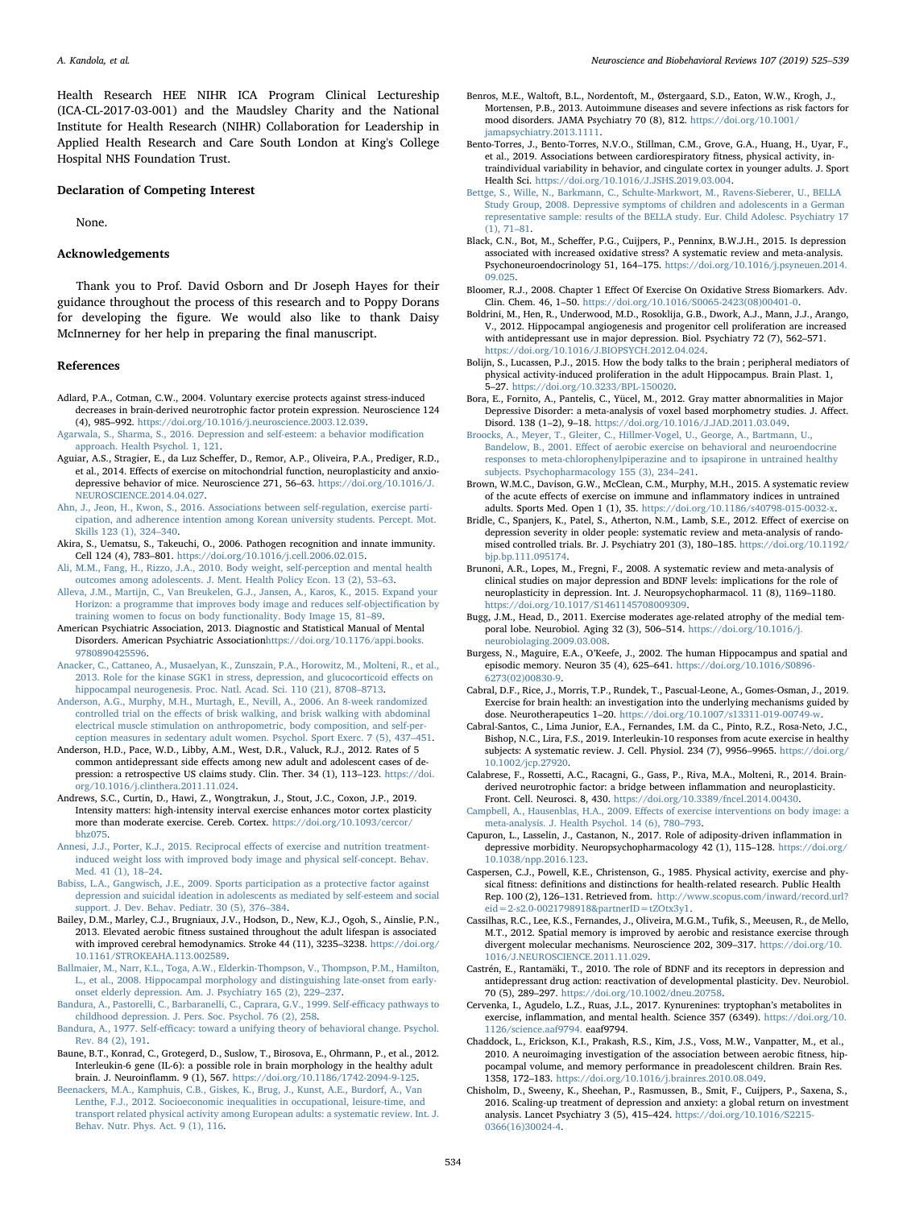Health Research HEE NIHR ICA Program Clinical Lectureship (ICA-CL-2017-03-001) and the Maudsley Charity and the National Institute for Health Research (NIHR) Collaboration for Leadership in Applied Health Research and Care South London at King's College Hospital NHS Foundation Trust.

## Declaration of Competing Interest

None.

## Acknowledgements

Thank you to Prof. David Osborn and Dr Joseph Hayes for their guidance throughout the process of this research and to Poppy Dorans for developing the figure. We would also like to thank Daisy McInnerney for her help in preparing the final manuscript.

## References

Adlard, P.A., Cotman, C.W., 2004. Voluntary exercise protects against stress-induced decreases in brain-derived neurotrophic factor protein expression. Neuroscience 124 (4), 985–992. https://doi.org/10.1016/j.neuroscience.2003.12.039.

Agarwala, S., Sharma, S., 2016. Depression and self-esteem: a behavior modification approach. Health Psychol. 1, 121.

Aguiar, A.S., Stragier, E., da Luz Scheffer, D., Remor, A.P., Oliveira, P.A., Prediger, R.D., et al., 2014. Effects of exercise on mitochondrial function, neuroplasticity and anxio-depressive behavior of mice. Neuroscience 271, 56–63. https://doi.org/10.1016/J.NEUROSCIENCE.2014.04.027.

Ahn, J., Jeon, H., Kwon, S., 2016. Associations between self-regulation, exercise participation, and adherence intention among Korean university students. Percept. Mot. Skills 123 (1), 324–340.

Akira, S., Uematsu, S., Takeuchi, O., 2006. Pathogen recognition and innate immunity. Cell 124 (4), 783–801. https://doi.org/10.1016/j.cell.2006.02.015.

Ali, M.M., Fang, H., Rizzo, J.A., 2010. Body weight, self-perception and mental health outcomes among adolescents. J. Ment. Health Policy Econ. 13 (2), 53–63.

Alleva, J.M., Martijn, C., Van Breukelen, G.J., Jansen, A., Karos, K., 2015. Expand your Horizon: a programme that improves body image and reduces self-objectification by training women to focus on body functionality. Body Image 15, 81–89.

American Psychiatric Association, 2013. Diagnostic and Statistical Manual of Mental Disorders. American Psychiatric Associationhttps://doi.org/10.1176/appi.books.9780890425596.

Anacker, C., Cattaneo, A., Musaelyan, K., Zunszain, P.A., Horowitz, M., Molteni, R., et al., 2013. Role for the kinase SGK1 in stress, depression, and glucocorticoid effects on hippocampal neurogenesis. Proc. Natl. Acad. Sci. 110 (21), 8708–8713.

Anderson, A.G., Murphy, M.H., Murtagh, E., Nevill, A., 2006. An 8-week randomized controlled trial on the effects of brisk walking, and brisk walking with abdominal electrical muscle stimulation on anthropometric, body composition, and self-perception measures in sedentary adult women. Psychol. Sport Exerc. 7 (5), 437–451.

Anderson, H.D., Pace, W.D., Libby, A.M., West, D.R., Valuck, R.J., 2012. Rates of 5 common antidepressant side effects among new adult and adolescent cases of depression: a retrospective US claims study. Clin. Ther. 34 (1), 113–123. https://doi.org/10.1016/j.clinthera.2011.11.024.

Andrews, S.C., Curtin, D., Hawi, Z., Wongtrakun, J., Stout, J.C., Coxon, J.P., 2019. Intensity matters: high-intensity interval exercise enhances motor cortex plasticity more than moderate exercise. Cereb. Cortex. https://doi.org/10.1093/cercor/bhz075.

Annesi, J.J., Porter, K.J., 2015. Reciprocal effects of exercise and nutrition treatment-induced weight loss with improved body image and physical self-concept. Behav. Med. 41 (1), 18–24.

Babiss, L.A., Gangwisch, J.E., 2009. Sports participation as a protective factor against depression and suicidal ideation in adolescents as mediated by self-esteem and social support. J. Dev. Behav. Pediatr. 30 (5), 376–384.

Bailey, D.M., Marley, C.J., Brugniaux, J.V., Hodson, D., New, K.J., Ogoh, S., Ainslie, P.N., 2013. Elevated aerobic fitness sustained throughout the adult lifespan is associated with improved cerebral hemodynamics. Stroke 44 (11), 3235–3238. https://doi.org/10.1161/STROKEAHA.113.002589.

Ballmaier, M., Narr, K.L., Toga, A.W., Elderkin-Thompson, V., Thompson, P.M., Hamilton, L., et al., 2008. Hippocampal morphology and distinguishing late-onset from early-onset elderly depression. Am. J. Psychiatry 165 (2), 229–237.

Bandura, A., Pastorelli, C., Barbaranelli, C., Caprara, G.V., 1999. Self-efficacy pathways to childhood depression. J. Pers. Soc. Psychol. 76 (2), 258.

Bandura, A., 1977. Self-efficacy: toward a unifying theory of behavioral change. Psychol. Rev. 84 (2), 191.

Baune, B.T., Konrad, C., Grotegerd, D., Suslow, T., Birosova, E., Ohrmann, P., et al., 2012. Interleukin-6 gene (IL-6): a possible role in brain morphology in the healthy adult brain. J. Neuroinflamm. 9 (1), 567. https://doi.org/10.1186/1742-2094-9-125.

Beenackers, M.A., Kamphuis, C.B., Giskes, K., Brug, J., Kunst, A.E., Burdorf, A., Van Lenthe, F.J., 2012. Socioeconomic inequalities in occupational, leisure-time, and transport related physical activity among European adults: a systematic review. Int. J. Behav. Nutr. Phys. Act. 9 (1), 116.

Benros, M.E., Waltoft, B.L., Nordentoft, M., Østergaard, S.D., Eaton, W.W., Krogh, J., Mortensen, P.B., 2013. Autoimmune diseases and severe infections as risk factors for mood disorders. JAMA Psychiatry 70 (8), 812. https://doi.org/10.1001/jamapsychiatry.2013.1111.

Bento-Torres, J., Bento-Torres, N.V.O., Stillman, C.M., Grove, G.A., Huang, H., Uyar, F., et al., 2019. Associations between cardiorespiratory fitness, physical activity, intraindividual variability in behavior, and cingulate cortex in younger adults. J. Sport Health Sci. https://doi.org/10.1016/J.JSHS.2019.03.004.

Bettge, S., Wille, N., Barkmann, C., Schulte-Markwort, M., Ravens-Sieberer, U., BELLA Study Group, 2008. Depressive symptoms of children and adolescents in a German representative sample: results of the BELLA study. Eur. Child Adolesc. Psychiatry 17 (1), 71–81.

Black, C.N., Bot, M., Scheffer, P.G., Cuijpers, P., Penninx, B.W.J.H., 2015. Is depression associated with increased oxidative stress? A systematic review and meta-analysis. Psychoneuroendocrinology 51, 164–175. https://doi.org/10.1016/j.psyneuen.2014.09.025.

Bloomer, R.J., 2008. Chapter 1 Effect Of Exercise On Oxidative Stress Biomarkers. Adv. Clin. Chem. 46, 1–50. https://doi.org/10.1016/S0065-2423(08)00401-0.

Boldrini, M., Hen, R., Underwood, M.D., Rosoklija, G.B., Dwork, A.J., Mann, J.J., Arango, V., 2012. Hippocampal angiogenesis and progenitor cell proliferation are increased with antidepressant use in major depression. Biol. Psychiatry 72 (7), 562–571. https://doi.org/10.1016/J.BIOPSYCH.2012.04.024.

Bolijn, S., Lucassen, P.J., 2015. How the body talks to the brain ; peripheral mediators of physical activity-induced proliferation in the adult Hippocampus. Brain Plast. 1, 5–27. https://doi.org/10.3233/BPL-150020.

Bora, E., Fornito, A., Pantelis, C., Yücel, M., 2012. Gray matter abnormalities in Major Depressive Disorder: a meta-analysis of voxel based morphometry studies. J. Affect. Disord. 138 (1–2), 9–18. https://doi.org/10.1016/J.JAD.2011.03.049.

Broocks, A., Meyer, T., Gleiter, C., Hillmer-Vogel, U., George, A., Bartmann, U., Bandelow, B., 2001. Effect of aerobic exercise on behavioral and neuroendocrine responses to meta-chlorophenylpiperazine and to ipsapirone in untrained healthy subjects. Psychopharmacology 155 (3), 234–241.

Brown, W.M.C., Davison, G.W., McClean, C.M., Murphy, M.H., 2015. A systematic review of the acute effects of exercise on immune and inflammatory indices in untrained adults. Sports Med. Open 1 (1), 35. https://doi.org/10.1186/s40798-015-0032-x.

Bridle, C., Spanjers, K., Patel, S., Atherton, N.M., Lamb, S.E., 2012. Effect of exercise on depression severity in older people: systematic review and meta-analysis of randomised controlled trials. Br. J. Psychiatry 201 (3), 180–185. https://doi.org/10.1192/bjp.bp.111.095174.

Brunoni, A.R., Lopes, M., Fregni, F., 2008. A systematic review and meta-analysis of clinical studies on major depression and BDNF levels: implications for the role of neuroplasticity in depression. Int. J. Neuropsychopharmacol. 11 (8), 1169–1180. https://doi.org/10.1017/S1461145708009309.

Bugg, J.M., Head, D., 2011. Exercise moderates age-related atrophy of the medial temporal lobe. Neurobiol. Aging 32 (3), 506–514. https://doi.org/10.1016/j.neurobiolaging.2009.03.008.

Burgess, N., Maguire, E.A., O'Keefe, J., 2002. The human Hippocampus and spatial and episodic memory. Neuron 35 (4), 625–641. https://doi.org/10.1016/S0896-6273(02)00830-9.

Cabral, D.F., Rice, J., Morris, T.P., Rundek, T., Pascual-Leone, A., Gomes-Osman, J., 2019. Exercise for brain health: an investigation into the underlying mechanisms guided by dose. Neurotherapeutics 1–20. https://doi.org/10.1007/s13311-019-00749-w.

Cabral-Santos, C., Lima Junior, E.A., Fernandes, I.M. da C., Pinto, R.Z., Rosa-Neto, J.C., Bishop, N.C., Lira, F.S., 2019. Interleukin-10 responses from acute exercise in healthy subjects: A systematic review. J. Cell. Physiol. 234 (7), 9956–9965. https://doi.org/10.1002/jcp.27920.

Calabrese, F., Rossetti, A.C., Racagni, G., Gass, P., Riva, M.A., Molteni, R., 2014. Brain-derived neurotrophic factor: a bridge between inflammation and neuroplasticity. Front. Cell. Neurosci. 8, 430. https://doi.org/10.3389/fncel.2014.00430.

Campbell, A., Hausenblas, H.A., 2009. Effects of exercise interventions on body image: a meta-analysis. J. Health Psychol. 14 (6), 780–793.

Capuron, L., Lasselin, J., Castanon, N., 2017. Role of adiposity-driven inflammation in depressive morbidity. Neuropsychopharmacology 42 (1), 115–128. https://doi.org/10.1038/npp.2016.123.

Caspersen, C.J., Powell, K.E., Christenson, G., 1985. Physical activity, exercise and physical fitness: definitions and distinctions for health-related research. Public Health Rep. 100 (2), 126–131. Retrieved from. http://www.scopus.com/inward/record.url?eid=2-s2.0-0021798918&partnerID=tZOtx3y1.

Cassilhas, R.C., Lee, K.S., Fernandes, J., Oliveira, M.G.M., Tufik, S., Meeusen, R., de Mello, M.T., 2012. Spatial memory is improved by aerobic and resistance exercise through divergent molecular mechanisms. Neuroscience 202, 309–317. https://doi.org/10.1016/J.NEUROSCIENCE.2011.11.029.

Castrén, E., Rantamäki, T., 2010. The role of BDNF and its receptors in depression and antidepressant drug action: reactivation of developmental plasticity. Dev. Neurobiol. 70 (5), 289–297. https://doi.org/10.1002/dneu.20758.

Cervenka, I., Agudelo, L.Z., Ruas, J.L., 2017. Kynurenines: tryptophan's metabolites in exercise, inflammation, and mental health. Science 357 (6349). https://doi.org/10.1126/science.aaf9794. eaaf9794.

Chaddock, L., Erickson, K.I., Prakash, R.S., Kim, J.S., Voss, M.W., Vanpatter, M., et al., 2010. A neuroimaging investigation of the association between aerobic fitness, hippocampal volume, and memory performance in preadolescent children. Brain Res. 1358, 172–183. https://doi.org/10.1016/j.brainres.2010.08.049.

Chisholm, D., Sweeny, K., Sheehan, P., Rasmussen, B., Smit, F., Cuijpers, P., Saxena, S., 2016. Scaling-up treatment of depression and anxiety: a global return on investment analysis. Lancet Psychiatry 3 (5), 415–424. https://doi.org/10.1016/S2215-0366(16)30024-4.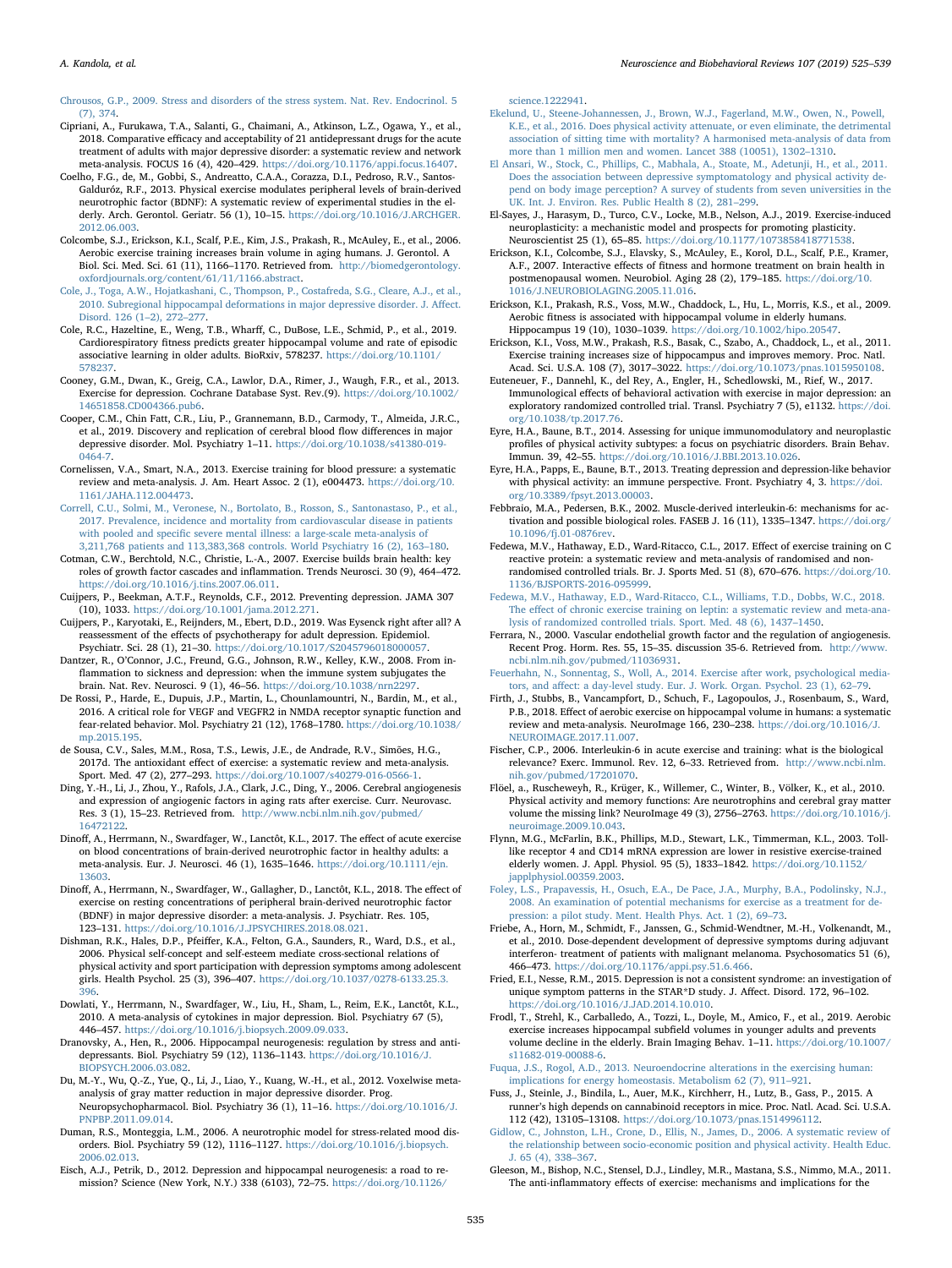Chrousos, G.P., 2009. Stress and disorders of the stress system. Nat. Rev. Endocrinol. 5 (7), 374.

Cipriani, A., Furukawa, T.A., Salanti, G., Chaimani, A., Atkinson, L.Z., Ogawa, Y., et al., 2018. Comparative efficacy and acceptability of 21 antidepressant drugs for the acute treatment of adults with major depressive disorder: a systematic review and network meta-analysis. FOCUS 16 (4), 420–429. https://doi.org/10.1176/appi.focus.16407.

Coelho, F.G., de, M., Gobbi, S., Andreatto, C.A.A., Corazza, D.I., Pedroso, R.V., Santos-Galduróz, R.F., 2013. Physical exercise modulates peripheral levels of brain-derived neurotrophic factor (BDNF): A systematic review of experimental studies in the elderly. Arch. Gerontol. Geriatr. 56 (1), 10–15. https://doi.org/10.1016/J.ARCHGER.2012.06.003.

Colcombe, S.J., Erickson, K.I., Scalf, P.E., Kim, J.S., Prakash, R., McAuley, E., et al., 2006. Aerobic exercise training increases brain volume in aging humans. J. Gerontol. A Biol. Sci. Med. Sci. 61 (11), 1166–1170. Retrieved from. http://biomedgerontology.oxfordjournals.org/content/61/11/1166.abstract.

Cole, J., Toga, A.W., Hojatkashani, C., Thompson, P., Costafreda, S.G., Cleare, A.J., et al., 2010. Subregional hippocampal deformations in major depressive disorder. J. Affect. Disord. 126 (1–2), 272–277.

Cole, R.C., Hazeltine, E., Weng, T.B., Wharff, C., DuBose, L.E., Schmid, P., et al., 2019. Cardiorespiratory fitness predicts greater hippocampal volume and rate of episodic associative learning in older adults. BioRxiv, 578237. https://doi.org/10.1101/578237.

Cooney, G.M., Dwan, K., Greig, C.A., Lawlor, D.A., Rimer, J., Waugh, F.R., et al., 2013. Exercise for depression. Cochrane Database Syst. Rev.(9). https://doi.org/10.1002/14651858.CD004366.pub6.

Cooper, C.M., Chin Fatt, C.R., Liu, P., Grannemann, B.D., Carmody, T., Almeida, J.R.C., et al., 2019. Discovery and replication of cerebral blood flow differences in major depressive disorder. Mol. Psychiatry 1–11. https://doi.org/10.1038/s41380-019-0464-7.

Cornelissen, V.A., Smart, N.A., 2013. Exercise training for blood pressure: a systematic review and meta-analysis. J. Am. Heart Assoc. 2 (1), e004473. https://doi.org/10.1161/JAHA.112.004473.

Correll, C.U., Solmi, M., Veronese, N., Bortolato, B., Rosson, S., Santonastaso, P., et al., 2017. Prevalence, incidence and mortality from cardiovascular disease in patients with pooled and specific severe mental illness: a large-scale meta-analysis of 3,211,768 patients and 113,383,368 controls. World Psychiatry 16 (2), 163–180.

Cotman, C.W., Berchtold, N.C., Christie, L.-A., 2007. Exercise builds brain health: key roles of growth factor cascades and inflammation. Trends Neurosci. 30 (9), 464–472. https://doi.org/10.1016/j.tins.2007.06.011.

Cuijpers, P., Beekman, A.T.F., Reynolds, C.F., 2012. Preventing depression. JAMA 307 (10), 1033. https://doi.org/10.1001/jama.2012.271.

Cuijpers, P., Karyotaki, E., Reijnders, M., Ebert, D.D., 2019. Was Eysenck right after all? A reassessment of the effects of psychotherapy for adult depression. Epidemiol. Psychiatr. Sci. 28 (1), 21–30. https://doi.org/10.1017/S2045796018000057.

Dantzer, R., O'Connor, J.C., Freund, G.G., Johnson, R.W., Kelley, K.W., 2008. From inflammation to sickness and depression: when the immune system subjugates the brain. Nat. Rev. Neurosci. 9 (1), 46–56. https://doi.org/10.1038/nrn2297.

De Rossi, P., Harde, E., Dupuis, J.P., Martin, L., Chounlamountri, N., Bardin, M., et al., 2016. A critical role for VEGF and VEGFR2 in NMDA receptor synaptic function and fear-related behavior. Mol. Psychiatry 21 (12), 1768–1780. https://doi.org/10.1038/mp.2015.195.

de Sousa, C.V., Sales, M.M., Rosa, T.S., Lewis, J.E., de Andrade, R.V., Simões, H.G., 2017d. The antioxidant effect of exercise: a systematic review and meta-analysis. Sport. Med. 47 (2), 277–293. https://doi.org/10.1007/s40279-016-0566-1.

Ding, Y.-H., Li, J., Zhou, Y., Rafols, J.A., Clark, J.C., Ding, Y., 2006. Cerebral angiogenesis and expression of angiogenic factors in aging rats after exercise. Curr. Neurovasc. Res. 3 (1), 15–23. Retrieved from. http://www.ncbi.nlm.nih.gov/pubmed/16472122.

Dinoff, A., Herrmann, N., Swardfager, W., Lanctôt, K.L., 2017. The effect of acute exercise on blood concentrations of brain-derived neurotrophic factor in healthy adults: a meta-analysis. Eur. J. Neurosci. 46 (1), 1635–1646. https://doi.org/10.1111/ejn.13603.

Dinoff, A., Herrmann, N., Swardfager, W., Gallagher, D., Lanctôt, K.L., 2018. The effect of exercise on resting concentrations of peripheral brain-derived neurotrophic factor (BDNF) in major depressive disorder: a meta-analysis. J. Psychiatr. Res. 105, 123–131. https://doi.org/10.1016/J.JPSYCHIRES.2018.08.021.

Dishman, R.K., Hales, D.P., Pfeiffer, K.A., Felton, G.A., Saunders, R., Ward, D.S., et al., 2006. Physical self-concept and self-esteem mediate cross-sectional relations of physical activity and sport participation with depression symptoms among adolescent girls. Health Psychol. 25 (3), 396–407. https://doi.org/10.1037/0278-6133.25.3.396.

Dowlati, Y., Herrmann, N., Swardfager, W., Liu, H., Sham, L., Reim, E.K., Lanctôt, K.L., 2010. A meta-analysis of cytokines in major depression. Biol. Psychiatry 67 (5), 446–457. https://doi.org/10.1016/j.biopsych.2009.09.033.

Dranovsky, A., Hen, R., 2006. Hippocampal neurogenesis: regulation by stress and antidepressants. Biol. Psychiatry 59 (12), 1136–1143. https://doi.org/10.1016/J.BIOPSYCH.2006.03.082.

Du, M.-Y., Wu, Q.-Z., Yue, Q., Li, J., Liao, Y., Kuang, W.-H., et al., 2012. Voxelwise meta-analysis of gray matter reduction in major depressive disorder. Prog. Neuropsychopharmacol. Biol. Psychiatry 36 (1), 11–16. https://doi.org/10.1016/J.PNPBP.2011.09.014.

Duman, R.S., Monteggia, L.M., 2006. A neurotrophic model for stress-related mood disorders. Biol. Psychiatry 59 (12), 1116–1127. https://doi.org/10.1016/j.biopsych.2006.02.013.

Eisch, A.J., Petrik, D., 2012. Depression and hippocampal neurogenesis: a road to remission? Science (New York, N.Y.) 338 (6103), 72–75. https://doi.org/10.1126/science.1222941.

Ekelund, U., Steene-Johannessen, J., Brown, W.J., Fagerland, M.W., Owen, N., Powell, K.E., et al., 2016. Does physical activity attenuate, or even eliminate, the detrimental association of sitting time with mortality? A harmonised meta-analysis of data from more than 1 million men and women. Lancet 388 (10051), 1302–1310.

El Ansari, W., Stock, C., Phillips, C., Mabhala, A., Stoate, M., Adetunji, H., et al., 2011. Does the association between depressive symptomatology and physical activity depend on body image perception? A survey of students from seven universities in the UK. Int. J. Environ. Res. Public Health 8 (2), 281–299.

El-Sayes, J., Harasym, D., Turco, C.V., Locke, M.B., Nelson, A.J., 2019. Exercise-induced neuroplasticity: a mechanistic model and prospects for promoting plasticity. Neuroscientist 25 (1), 65–85. https://doi.org/10.1177/1073858418771538.

Erickson, K.I., Colcombe, S.J., Elavsky, S., McAuley, E., Korol, D.L., Scalf, P.E., Kramer, A.F., 2007. Interactive effects of fitness and hormone treatment on brain health in postmenopausal women. Neurobiol. Aging 28 (2), 179–185. https://doi.org/10.1016/J.NEUROBIOLAGING.2005.11.016.

Erickson, K.I., Prakash, R.S., Voss, M.W., Chaddock, L., Hu, L., Morris, K.S., et al., 2009. Aerobic fitness is associated with hippocampal volume in elderly humans. Hippocampus 19 (10), 1030–1039. https://doi.org/10.1002/hipo.20547.

Erickson, K.I., Voss, M.W., Prakash, R.S., Basak, C., Szabo, A., Chaddock, L., et al., 2011. Exercise training increases size of hippocampus and improves memory. Proc. Natl. Acad. Sci. U.S.A. 108 (7), 3017–3022. https://doi.org/10.1073/pnas.1015950108.

Euteneuer, F., Dannehl, K., del Rey, A., Engler, H., Schedlowski, M., Rief, W., 2017. Immunological effects of behavioral activation with exercise in major depression: an exploratory randomized controlled trial. Transl. Psychiatry 7 (5), e1132. https://doi.org/10.1038/tp.2017.76.

Eyre, H.A., Baune, B.T., 2014. Assessing for unique immunomodulatory and neuroplastic profiles of physical activity subtypes: a focus on psychiatric disorders. Brain Behav. Immun. 39, 42–55. https://doi.org/10.1016/J.BBI.2013.10.026.

Eyre, H.A., Papps, E., Baune, B.T., 2013. Treating depression and depression-like behavior with physical activity: an immune perspective. Front. Psychiatry 4, 3. https://doi.org/10.3389/fpsyt.2013.00003.

Febbraio, M.A., Pedersen, B.K., 2002. Muscle-derived interleukin-6: mechanisms for activation and possible biological roles. FASEB J. 16 (11), 1335–1347. https://doi.org/10.1096/fj.01-0876rev.

Fedewa, M.V., Hathaway, E.D., Ward-Ritacco, C.L., 2017. Effect of exercise training on C reactive protein: a systematic review and meta-analysis of randomised and non-randomised controlled trials. Br. J. Sports Med. 51 (8), 670–676. https://doi.org/10.1136/BJSPORTS-2016-095999.

Fedewa, M.V., Hathaway, E.D., Ward-Ritacco, C.L., Williams, T.D., Dobbs, W.C., 2018. The effect of chronic exercise training on leptin: a systematic review and meta-analysis of randomized controlled trials. Sport. Med. 48 (6), 1437–1450.

Ferrara, N., 2000. Vascular endothelial growth factor and the regulation of angiogenesis. Recent Prog. Horm. Res. 55, 15–35. discussion 35-6. Retrieved from. http://www.ncbi.nlm.nih.gov/pubmed/11036931.

Feuerhahn, N., Sonnentag, S., Woll, A., 2014. Exercise after work, psychological mediators, and affect: a day-level study. Eur. J. Work. Organ. Psychol. 23 (1), 62–79.

Firth, J., Stubbs, B., Vancampfort, D., Schuch, F., Lagopoulos, J., Rosenbaum, S., Ward, P.B., 2018. Effect of aerobic exercise on hippocampal volume in humans: a systematic review and meta-analysis. NeuroImage 166, 230–238. https://doi.org/10.1016/J.NEUROIMAGE.2017.11.007.

Fischer, C.P., 2006. Interleukin-6 in acute exercise and training: what is the biological relevance? Exerc. Immunol. Rev. 12, 6–33. Retrieved from. http://www.ncbi.nlm.nih.gov/pubmed/17201070.

Flöel, a., Ruscheweyh, R., Krüger, K., Willemer, C., Winter, B., Völker, K., et al., 2010. Physical activity and memory functions: Are neurotrophins and cerebral gray matter volume the missing link? NeuroImage 49 (3), 2756–2763. https://doi.org/10.1016/j.neuroimage.2009.10.043.

Flynn, M.G., McFarlin, B.K., Phillips, M.D., Stewart, L.K., Timmerman, K.L., 2003. Toll-like receptor 4 and CD14 mRNA expression are lower in resistive exercise-trained elderly women. J. Appl. Physiol. 95 (5), 1833–1842. https://doi.org/10.1152/japplphysiol.00359.2003.

Foley, L.S., Prapavessis, H., Osuch, E.A., De Pace, J.A., Murphy, B.A., Podolinsky, N.J., 2008. An examination of potential mechanisms for exercise as a treatment for depression: a pilot study. Ment. Health Phys. Act. 1 (2), 69–73.

Friebe, A., Horn, M., Schmidt, F., Janssen, G., Schmid-Wendtner, M.-H., Volkenandt, M., et al., 2010. Dose-dependent development of depressive symptoms during adjuvant interferon- treatment of patients with malignant melanoma. Psychosomatics 51 (6), 466–473. https://doi.org/10.1176/appi.psy.51.6.466.

Fried, E.I., Nesse, R.M., 2015. Depression is not a consistent syndrome: an investigation of unique symptom patterns in the STAR*D study. J. Affect. Disord. 172, 96–102. https://doi.org/10.1016/J.JAD.2014.10.010.

Frodl, T., Strehl, K., Carballedo, A., Tozzi, L., Doyle, M., Amico, F., et al., 2019. Aerobic exercise increases hippocampal subfield volumes in younger adults and prevents volume decline in the elderly. Brain Imaging Behav. 1–11. https://doi.org/10.1007/s11682-019-00088-6.

Fuqua, J.S., Rogol, A.D., 2013. Neuroendocrine alterations in the exercising human: implications for energy homeostasis. Metabolism 62 (7), 911–921.

Fuss, J., Steinle, J., Bindila, L., Auer, M.K., Kirchherr, H., Lutz, B., Gass, P., 2015. A runner's high depends on cannabinoid receptors in mice. Proc. Natl. Acad. Sci. U.S.A. 112 (42), 13105–13108. https://doi.org/10.1073/pnas.1514996112.

Gidlow, C., Johnston, L.H., Crone, D., Ellis, N., James, D., 2006. A systematic review of the relationship between socio-economic position and physical activity. Health Educ. J. 65 (4), 338–367.

Gleeson, M., Bishop, N.C., Stensel, D.J., Lindley, M.R., Mastana, S.S., Nimmo, M.A., 2011. The anti-inflammatory effects of exercise: mechanisms and implications for the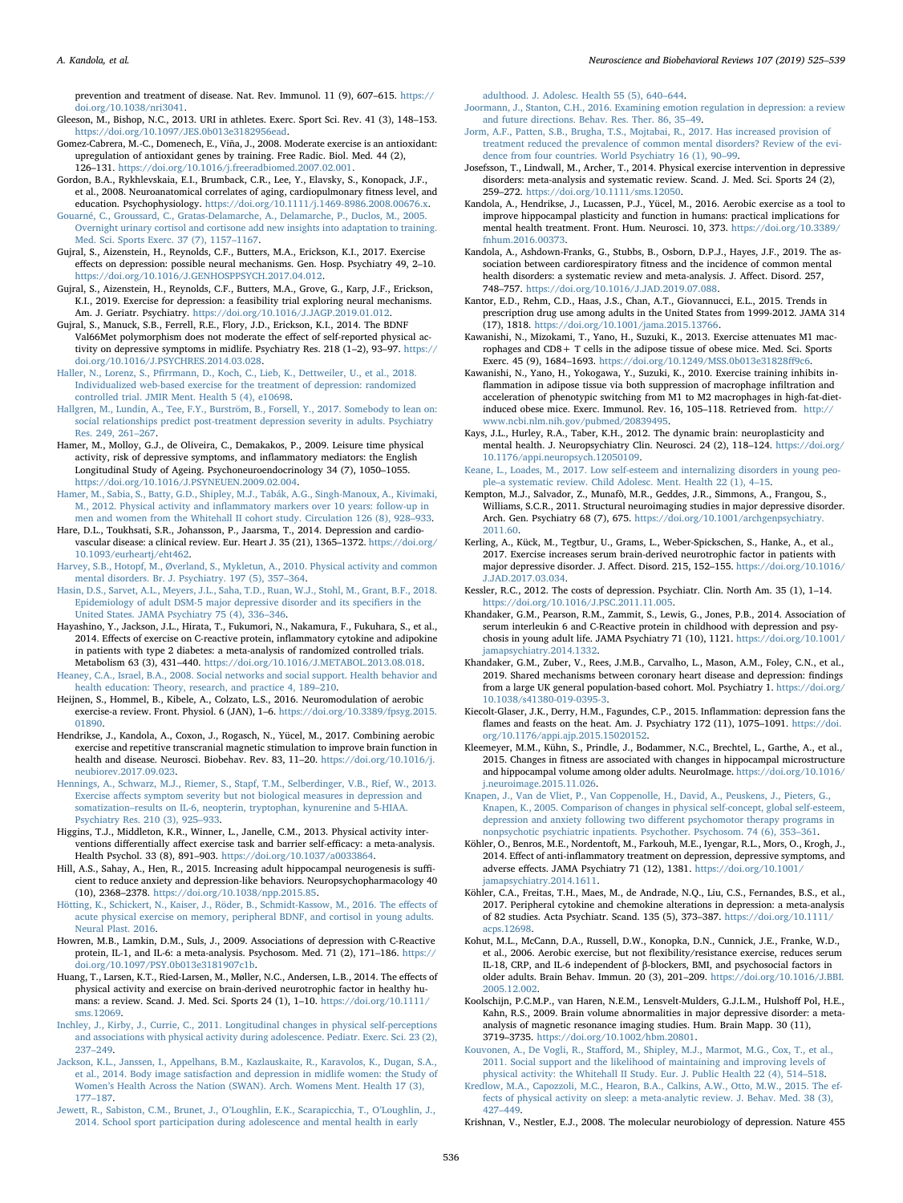prevention and treatment of disease. Nat. Rev. Immunol. 11 (9), 607–615. https://doi.org/10.1038/nri3041.

Gleeson, M., Bishop, N.C., 2013. URI in athletes. Exerc. Sport Sci. Rev. 41 (3), 148–153. https://doi.org/10.1097/JES.0b013e3182956ead.

Gomez-Cabrera, M.-C., Domenech, E., Viña, J., 2008. Moderate exercise is an antioxidant: upregulation of antioxidant genes by training. Free Radic. Biol. Med. 44 (2), 126–131. https://doi.org/10.1016/j.freeradbiomed.2007.02.001.

Gordon, B.A., Rykhlevskaia, E.I., Brumback, C.R., Lee, Y., Elavsky, S., Konopack, J.F., et al., 2008. Neuroanatomical correlates of aging, cardiopulmonary fitness level, and education. Psychophysiology. https://doi.org/10.1111/j.1469-8986.2008.00676.x.

Gouarné, C., Groussard, C., Gratas-Delamarche, A., Delamarche, P., Duclos, M., 2005. Overnight urinary cortisol and cortisone add new insights into adaptation to training. Med. Sci. Sports Exerc. 37 (7), 1157–1167.

Gujral, S., Aizenstein, H., Reynolds, C.F., Butters, M.A., Erickson, K.I., 2017. Exercise effects on depression: possible neural mechanisms. Gen. Hosp. Psychiatry 49, 2–10. https://doi.org/10.1016/J.GENHOSPPSYCH.2017.04.012.

Gujral, S., Aizenstein, H., Reynolds, C.F., Butters, M.A., Grove, G., Karp, J.F., Erickson, K.I., 2019. Exercise for depression: a feasibility trial exploring neural mechanisms. Am. J. Geriatr. Psychiatry. https://doi.org/10.1016/J.JAGP.2019.01.012.

Gujral, S., Manuck, S.B., Ferrell, R.E., Flory, J.D., Erickson, K.I., 2014. The BDNF Val66Met polymorphism does not moderate the effect of self-reported physical activity on depressive symptoms in midlife. Psychiatry Res. 218 (1–2), 93–97. https://doi.org/10.1016/J.PSYCHRES.2014.03.028.

Haller, N., Lorenz, S., Pfirrmann, D., Koch, C., Lieb, K., Dettweiler, U., et al., 2018. Individualized web-based exercise for the treatment of depression: randomized controlled trial. JMIR Ment. Health 5 (4), e10698.

Hallgren, M., Lundin, A., Tee, F.Y., Burström, B., Forsell, Y., 2017. Somebody to lean on: social relationships predict post-treatment depression severity in adults. Psychiatry Res. 249, 261–267.

Hamer, M., Molloy, G.J., de Oliveira, C., Demakakos, P., 2009. Leisure time physical activity, risk of depressive symptoms, and inflammatory mediators: the English Longitudinal Study of Ageing. Psychoneuroendocrinology 34 (7), 1050–1055. https://doi.org/10.1016/J.PSYNEUEN.2009.02.004.

Hamer, M., Sabia, S., Batty, G.D., Shipley, M.J., Tabák, A.G., Singh-Manoux, A., Kivimaki, M., 2012. Physical activity and inflammatory markers over 10 years: follow-up in men and women from the Whitehall II cohort study. Circulation 126 (8), 928–933.

Hare, D.L., Toukhsati, S.R., Johansson, P., Jaarsma, T., 2014. Depression and cardiovascular disease: a clinical review. Eur. Heart J. 35 (21), 1365–1372. https://doi.org/10.1093/eurheartj/eht462.

Harvey, S.B., Hotopf, M., Øverland, S., Mykletun, A., 2010. Physical activity and common mental disorders. Br. J. Psychiatry. 197 (5), 357–364.

Hasin, D.S., Sarvet, A.L., Meyers, J.L., Saha, T.D., Ruan, W.J., Stohl, M., Grant, B.F., 2018. Epidemiology of adult DSM-5 major depressive disorder and its specifiers in the United States. JAMA Psychiatry 75 (4), 336–346.

Hayashino, Y., Jackson, J.L., Hirata, T., Fukumori, N., Nakamura, F., Fukuhara, S., et al., 2014. Effects of exercise on C-reactive protein, inflammatory cytokine and adipokine in patients with type 2 diabetes: a meta-analysis of randomized controlled trials. Metabolism 63 (3), 431–440. https://doi.org/10.1016/J.METABOL.2013.08.018.

Heaney, C.A., Israel, B.A., 2008. Social networks and social support. Health behavior and health education: Theory, research, and practice 4, 189–210.

Heijnen, S., Hommel, B., Kibele, A., Colzato, L.S., 2016. Neuromodulation of aerobic exercise-a review. Front. Physiol. 6 (JAN), 1–6. https://doi.org/10.3389/fpsyg.2015.01890.

Hendrikse, J., Kandola, A., Coxon, J., Rogasch, N., Yücel, M., 2017. Combining aerobic exercise and repetitive transcranial magnetic stimulation to improve brain function in health and disease. Neurosci. Biobehav. Rev. 83, 11–20. https://doi.org/10.1016/j.neubiorev.2017.09.023.

Hennings, A., Schwarz, M.J., Riemer, S., Stapf, T.M., Selberdinger, V.B., Rief, W., 2013. Exercise affects symptom severity but not biological measures in depression and somatization–results on IL-6, neopterin, tryptophan, kynurenine and 5-HIAA. Psychiatry Res. 210 (3), 925–933.

Higgins, T.J., Middleton, K.R., Winner, L., Janelle, C.M., 2013. Physical activity interventions differentially affect exercise task and barrier self-efficacy: a meta-analysis. Health Psychol. 33 (8), 891–903. https://doi.org/10.1037/a0033864.

Hill, A.S., Sahay, A., Hen, R., 2015. Increasing adult hippocampal neurogenesis is sufficient to reduce anxiety and depression-like behaviors. Neuropsychopharmacology 40 (10), 2368–2378. https://doi.org/10.1038/npp.2015.85.

Hötting, K., Schickert, N., Kaiser, J., Röder, B., Schmidt-Kassow, M., 2016. The effects of acute physical exercise on memory, peripheral BDNF, and cortisol in young adults. Neural Plast. 2016.

Howren, M.B., Lamkin, D.M., Suls, J., 2009. Associations of depression with C-Reactive protein, IL-1, and IL-6: a meta-analysis. Psychosom. Med. 71 (2), 171–186. https://doi.org/10.1097/PSY.0b013e3181907c1b.

Huang, T., Larsen, K.T., Ried-Larsen, M., Møller, N.C., Andersen, L.B., 2014. The effects of physical activity and exercise on brain-derived neurotrophic factor in healthy humans: a review. Scand. J. Med. Sci. Sports 24 (1), 1–10. https://doi.org/10.1111/sms.12069.

Inchley, J., Kirby, J., Currie, C., 2011. Longitudinal changes in physical self-perceptions and associations with physical activity during adolescence. Pediatr. Exerc. Sci. 23 (2), 237–249.

Jackson, K.L., Janssen, I., Appelhans, B.M., Kazlauskaite, R., Karavolos, K., Dugan, S.A., et al., 2014. Body image satisfaction and depression in midlife women: the Study of Women's Health Across the Nation (SWAN). Arch. Womens Ment. Health 17 (3), 177–187.

Jewett, R., Sabiston, C.M., Brunet, J., O'Loughlin, E.K., Scarapicchia, T., O'Loughlin, J., 2014. School sport participation during adolescence and mental health in early adulthood. J. Adolesc. Health 55 (5), 640–644.

Joormann, J., Stanton, C.H., 2016. Examining emotion regulation in depression: a review and future directions. Behav. Res. Ther. 86, 35–49.

Jorm, A.F., Patten, S.B., Brugha, T.S., Mojtabai, R., 2017. Has increased provision of treatment reduced the prevalence of common mental disorders? Review of the evidence from four countries. World Psychiatry 16 (1), 90–99.

Josefsson, T., Lindwall, M., Archer, T., 2014. Physical exercise intervention in depressive disorders: meta-analysis and systematic review. Scand. J. Med. Sci. Sports 24 (2), 259–272. https://doi.org/10.1111/sms.12050.

Kandola, A., Hendrikse, J., Lucassen, P.J., Yücel, M., 2016. Aerobic exercise as a tool to improve hippocampal plasticity and function in humans: practical implications for mental health treatment. Front. Hum. Neurosci. 10, 373. https://doi.org/10.3389/fnhum.2016.00373.

Kandola, A., Ashdown-Franks, G., Stubbs, B., Osborn, D.P.J., Hayes, J.F., 2019. The association between cardiorespiratory fitness and the incidence of common mental health disorders: a systematic review and meta-analysis. J. Affect. Disord. 257, 748–757. https://doi.org/10.1016/J.JAD.2019.07.088.

Kantor, E.D., Rehm, C.D., Haas, J.S., Chan, A.T., Giovannucci, E.L., 2015. Trends in prescription drug use among adults in the United States from 1999-2012. JAMA 314 (17), 1818. https://doi.org/10.1001/jama.2015.13766.

Kawanishi, N., Mizokami, T., Yano, H., Suzuki, K., 2013. Exercise attenuates M1 macrophages and CD8+ T cells in the adipose tissue of obese mice. Med. Sci. Sports Exerc. 45 (9), 1684–1693. https://doi.org/10.1249/MSS.0b013e31828ff9c6.

Kawanishi, N., Yano, H., Yokogawa, Y., Suzuki, K., 2010. Exercise training inhibits inflammation in adipose tissue via both suppression of macrophage infiltration and acceleration of phenotypic switching from M1 to M2 macrophages in high-fat-diet-induced obese mice. Exerc. Immunol. Rev. 16, 105–118. Retrieved from. http://www.ncbi.nlm.nih.gov/pubmed/20839495.

Kays, J.L., Hurley, R.A., Taber, K.H., 2012. The dynamic brain: neuroplasticity and mental health. J. Neuropsychiatry Clin. Neurosci. 24 (2), 118–124. https://doi.org/10.1176/appi.neuropsych.12050109.

Keane, L., Loades, M., 2017. Low self-esteem and internalizing disorders in young people–a systematic review. Child Adolesc. Ment. Health 22 (1), 4–15.

Kempton, M.J., Salvador, Z., Munafò, M.R., Geddes, J.R., Simmons, A., Frangou, S., Williams, S.C.R., 2011. Structural neuroimaging studies in major depressive disorder. Arch. Gen. Psychiatry 68 (7), 675. https://doi.org/10.1001/archgenpsychiatry.2011.60.

Kerling, A., Kück, M., Tegtbur, U., Grams, L., Weber-Spickschen, S., Hanke, A., et al., 2017. Exercise increases serum brain-derived neurotrophic factor in patients with major depressive disorder. J. Affect. Disord. 215, 152–155. https://doi.org/10.1016/J.JAD.2017.03.034.

Kessler, R.C., 2012. The costs of depression. Psychiatr. Clin. North Am. 35 (1), 1–14. https://doi.org/10.1016/J.PSC.2011.11.005.

Khandaker, G.M., Pearson, R.M., Zammit, S., Lewis, G., Jones, P.B., 2014. Association of serum interleukin 6 and C-Reactive protein in childhood with depression and psychosis in young adult life. JAMA Psychiatry 71 (10), 1121. https://doi.org/10.1001/jamapsychiatry.2014.1332.

Khandaker, G.M., Zuber, V., Rees, J.M.B., Carvalho, L., Mason, A.M., Foley, C.N., et al., 2019. Shared mechanisms between coronary heart disease and depression: findings from a large UK general population-based cohort. Mol. Psychiatry 1. https://doi.org/10.1038/s41380-019-0395-3.

Kiecolt-Glaser, J.K., Derry, H.M., Fagundes, C.P., 2015. Inflammation: depression fans the flames and feasts on the heat. Am. J. Psychiatry 172 (11), 1075–1091. https://doi.org/10.1176/appi.ajp.2015.15020152.

Kleemeyer, M.M., Kühn, S., Prindle, J., Bodammer, N.C., Brechtel, L., Garthe, A., et al., 2015. Changes in fitness are associated with changes in hippocampal microstructure and hippocampal volume among older adults. NeuroImage. https://doi.org/10.1016/j.neuroimage.2015.11.026.

Knapen, J., Van de Vliet, P., Van Coppenolle, H., David, A., Peuskens, J., Pieters, G., Knapen, K., 2005. Comparison of changes in physical self-concept, global self-esteem, depression and anxiety following two different psychomotor therapy programs in nonpsychotic psychiatric inpatients. Psychother. Psychosom. 74 (6), 353–361.

Köhler, O., Benros, M.E., Nordentoft, M., Farkouh, M.E., Iyengar, R.L., Mors, O., Krogh, J., 2014. Effect of anti-inflammatory treatment on depression, depressive symptoms, and adverse effects. JAMA Psychiatry 71 (12), 1381. https://doi.org/10.1001/jamapsychiatry.2014.1611.

Köhler, C.A., Freitas, T.H., Maes, M., de Andrade, N.Q., Liu, C.S., Fernandes, B.S., et al., 2017. Peripheral cytokine and chemokine alterations in depression: a meta-analysis of 82 studies. Acta Psychiatr. Scand. 135 (5), 373–387. https://doi.org/10.1111/acps.12698.

Kohut, M.L., McCann, D.A., Russell, D.W., Konopka, D.N., Cunnick, J.E., Franke, W.D., et al., 2006. Aerobic exercise, but not flexibility/resistance exercise, reduces serum IL-18, CRP, and IL-6 independent of β-blockers, BMI, and psychosocial factors in older adults. Brain Behav. Immun. 20 (3), 201–209. https://doi.org/10.1016/J.BBI.2005.12.002.

Koolschijn, P.C.M.P., van Haren, N.E.M., Lensvelt-Mulders, G.J.L.M., Hulshoff Pol, H.E., Kahn, R.S., 2009. Brain volume abnormalities in major depressive disorder: a meta-analysis of magnetic resonance imaging studies. Hum. Brain Mapp. 30 (11), 3719–3735. https://doi.org/10.1002/hbm.20801.

Kouvonen, A., De Vogli, R., Stafford, M., Shipley, M.J., Marmot, M.G., Cox, T., et al., 2011. Social support and the likelihood of maintaining and improving levels of physical activity: the Whitehall II Study. Eur. J. Public Health 22 (4), 514–518.

Kredlow, M.A., Capozzoli, M.C., Hearon, B.A., Calkins, A.W., Otto, M.W., 2015. The effects of physical activity on sleep: a meta-analytic review. J. Behav. Med. 38 (3), 427–449.

Krishnan, V., Nestler, E.J., 2008. The molecular neurobiology of depression. Nature 455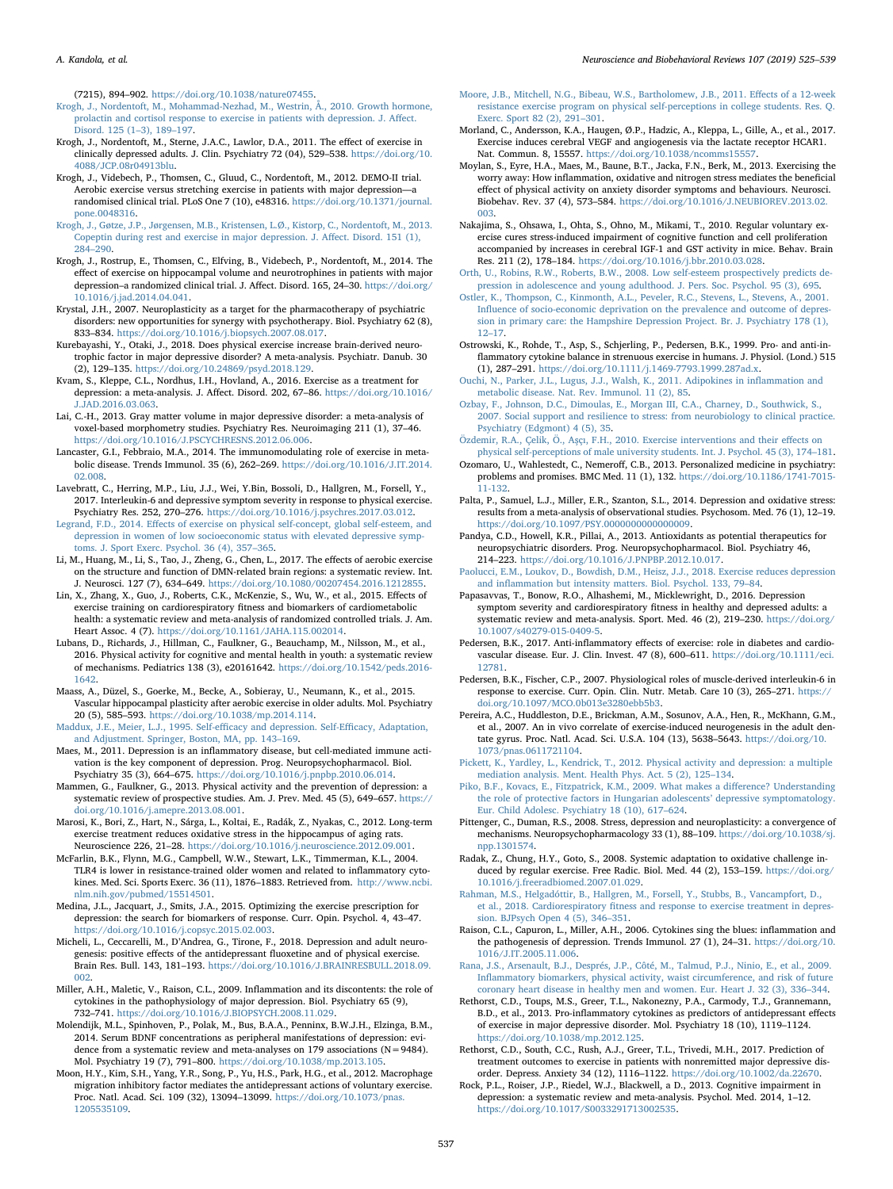(7215), 894–902. https://doi.org/10.1038/nature07455.

Krogh, J., Nordentoft, M., Mohammad-Nezhad, M., Westrin, Å., 2010. Growth hormone, prolactin and cortisol response to exercise in patients with depression. J. Affect. Disord. 125 (1–3), 189–197.

Krogh, J., Nordentoft, M., Sterne, J.A.C., Lawlor, D.A., 2011. The effect of exercise in clinically depressed adults. J. Clin. Psychiatry 72 (04), 529–538. https://doi.org/10.4088/JCP.08r04913blu.

Krogh, J., Videbech, P., Thomsen, C., Gluud, C., Nordentoft, M., 2012. DEMO-II trial. Aerobic exercise versus stretching exercise in patients with major depression—a randomised clinical trial. PLoS One 7 (10), e48316. https://doi.org/10.1371/journal.pone.0048316.

Krogh, J., Gøtze, J.P., Jørgensen, M.B., Kristensen, L.Ø., Kistorp, C., Nordentoft, M., 2013. Copeptin during rest and exercise in major depression. J. Affect. Disord. 151 (1), 284–290.

Krogh, J., Rostrup, E., Thomsen, C., Elfving, B., Videbech, P., Nordentoft, M., 2014. The effect of exercise on hippocampal volume and neurotrophines in patients with major depression–a randomized clinical trial. J. Affect. Disord. 165, 24–30. https://doi.org/10.1016/j.jad.2014.04.041.

Krystal, J.H., 2007. Neuroplasticity as a target for the pharmacotherapy of psychiatric disorders: new opportunities for synergy with psychotherapy. Biol. Psychiatry 62 (8), 833–834. https://doi.org/10.1016/j.biopsych.2007.08.017.

Kurebayashi, Y., Otaki, J., 2018. Does physical exercise increase brain-derived neurotrophic factor in major depressive disorder? A meta-analysis. Psychiatr. Danub. 30 (2), 129–135. https://doi.org/10.24869/psyd.2018.129.

Kvam, S., Kleppe, C.L., Nordhus, I.H., Hovland, A., 2016. Exercise as a treatment for depression: a meta-analysis. J. Affect. Disord. 202, 67–86. https://doi.org/10.1016/J.JAD.2016.03.063.

Lai, C.-H., 2013. Gray matter volume in major depressive disorder: a meta-analysis of voxel-based morphometry studies. Psychiatry Res. Neuroimaging 211 (1), 37–46. https://doi.org/10.1016/J.PSCYCHRESNS.2012.06.006.

Lancaster, G.I., Febbraio, M.A., 2014. The immunomodulating role of exercise in metabolic disease. Trends Immunol. 35 (6), 262–269. https://doi.org/10.1016/J.IT.2014.02.008.

Lavebratt, C., Herring, M.P., Liu, J.J., Wei, Y.Bin, Bossoli, D., Hallgren, M., Forsell, Y., 2017. Interleukin-6 and depressive symptom severity in response to physical exercise. Psychiatry Res. 252, 270–276. https://doi.org/10.1016/j.psychres.2017.03.012.

Legrand, F.D., 2014. Effects of exercise on physical self-concept, global self-esteem, and depression in women of low socioeconomic status with elevated depressive symptoms. J. Sport Exerc. Psychol. 36 (4), 357–365.

Li, M., Huang, M., Li, S., Tao, J., Zheng, G., Chen, L., 2017. The effects of aerobic exercise on the structure and function of DMN-related brain regions: a systematic review. Int. J. Neurosci. 127 (7), 634–649. https://doi.org/10.1080/00207454.2016.1212855.

Lin, X., Zhang, X., Guo, J., Roberts, C.K., McKenzie, S., Wu, W., et al., 2015. Effects of exercise training on cardiorespiratory fitness and biomarkers of cardiometabolic health: a systematic review and meta-analysis of randomized controlled trials. J. Am. Heart Assoc. 4 (7). https://doi.org/10.1161/JAHA.115.002014.

Lubans, D., Richards, J., Hillman, C., Faulkner, G., Beauchamp, M., Nilsson, M., et al., 2016. Physical activity for cognitive and mental health in youth: a systematic review of mechanisms. Pediatrics 138 (3), e20161642. https://doi.org/10.1542/peds.2016-1642.

Maass, A., Düzel, S., Goerke, M., Becke, A., Sobieray, U., Neumann, K., et al., 2015. Vascular hippocampal plasticity after aerobic exercise in older adults. Mol. Psychiatry 20 (5), 585–593. https://doi.org/10.1038/mp.2014.114.

Maddux, J.E., Meier, L.J., 1995. Self-efficacy and depression. Self-Efficacy, Adaptation, and Adjustment. Springer, Boston, MA, pp. 143–169.

Maes, M., 2011. Depression is an inflammatory disease, but cell-mediated immune activation is the key component of depression. Prog. Neuropsychopharmacol. Biol. Psychiatry 35 (3), 664–675. https://doi.org/10.1016/j.pnpbp.2010.06.014.

Mammen, G., Faulkner, G., 2013. Physical activity and the prevention of depression: a systematic review of prospective studies. Am. J. Prev. Med. 45 (5), 649–657. https://doi.org/10.1016/j.amepre.2013.08.001.

Marosi, K., Bori, Z., Hart, N., Sárga, L., Koltai, E., Radák, Z., Nyakas, C., 2012. Long-term exercise treatment reduces oxidative stress in the hippocampus of aging rats. Neuroscience 226, 21–28. https://doi.org/10.1016/j.neuroscience.2012.09.001.

McFarlin, B.K., Flynn, M.G., Campbell, W.W., Stewart, L.K., Timmerman, K.L., 2004. TLR4 is lower in resistance-trained older women and related to inflammatory cytokines. Med. Sci. Sports Exerc. 36 (11), 1876–1883. Retrieved from. http://www.ncbi.nlm.nih.gov/pubmed/15514501.

Medina, J.L., Jacquart, J., Smits, J.A., 2015. Optimizing the exercise prescription for depression: the search for biomarkers of response. Curr. Opin. Psychol. 4, 43–47. https://doi.org/10.1016/j.copsyc.2015.02.003.

Micheli, L., Ceccarelli, M., D'Andrea, G., Tirone, F., 2018. Depression and adult neurogenesis: positive effects of the antidepressant fluoxetine and of physical exercise. Brain Res. Bull. 143, 181–193. https://doi.org/10.1016/J.BRAINRESBULL.2018.09.002.

Miller, A.H., Maletic, V., Raison, C.L., 2009. Inflammation and its discontents: the role of cytokines in the pathophysiology of major depression. Biol. Psychiatry 65 (9), 732–741. https://doi.org/10.1016/J.BIOPSYCH.2008.11.029.

Molendijk, M.L., Spinhoven, P., Polak, M., Bus, B.A.A., Penninx, B.W.J.H., Elzinga, B.M., 2014. Serum BDNF concentrations as peripheral manifestations of depression: evidence from a systematic review and meta-analyses on 179 associations (N = 9484). Mol. Psychiatry 19 (7), 791–800. https://doi.org/10.1038/mp.2013.105.

Moon, H.Y., Kim, S.H., Yang, Y.R., Song, P., Yu, H.S., Park, H.G., et al., 2012. Macrophage migration inhibitory factor mediates the antidepressant actions of voluntary exercise. Proc. Natl. Acad. Sci. 109 (32), 13094–13099. https://doi.org/10.1073/pnas.1205535109.

Moore, J.B., Mitchell, N.G., Bibeau, W.S., Bartholomew, J.B., 2011. Effects of a 12-week resistance exercise program on physical self-perceptions in college students. Res. Q. Exerc. Sport 82 (2), 291–301.

Morland, C., Andersson, K.A., Haugen, Ø.P., Hadzic, A., Kleppa, L., Gille, A., et al., 2017. Exercise induces cerebral VEGF and angiogenesis via the lactate receptor HCAR1. Nat. Commun. 8, 15557. https://doi.org/10.1038/ncomms15557.

Moylan, S., Eyre, H.A., Maes, M., Baune, B.T., Jacka, F.N., Berk, M., 2013. Exercising the worry away: How inflammation, oxidative and nitrogen stress mediates the beneficial effect of physical activity on anxiety disorder symptoms and behaviours. Neurosci. Biobehav. Rev. 37 (4), 573–584. https://doi.org/10.1016/J.NEUBIOREV.2013.02.003.

Nakajima, S., Ohsawa, I., Ohta, S., Ohno, M., Mikami, T., 2010. Regular voluntary exercise cures stress-induced impairment of cognitive function and cell proliferation accompanied by increases in cerebral IGF-1 and GST activity in mice. Behav. Brain Res. 211 (2), 178–184. https://doi.org/10.1016/j.bbr.2010.03.028.

Orth, U., Robins, R.W., Roberts, B.W., 2008. Low self-esteem prospectively predicts depression in adolescence and young adulthood. J. Pers. Soc. Psychol. 95 (3), 695.

Ostler, K., Thompson, C., Kinmonth, A.L., Peveler, R.C., Stevens, L., Stevens, A., 2001. Influence of socio-economic deprivation on the prevalence and outcome of depression in primary care: the Hampshire Depression Project. Br. J. Psychiatry 178 (1), 12–17.

Ostrowski, K., Rohde, T., Asp, S., Schjerling, P., Pedersen, B.K., 1999. Pro- and anti-inflammatory cytokine balance in strenuous exercise in humans. J. Physiol. (Lond.) 515 (1), 287–291. https://doi.org/10.1111/j.1469-7793.1999.287ad.x.

Ouchi, N., Parker, J.L., Lugus, J.J., Walsh, K., 2011. Adipokines in inflammation and metabolic disease. Nat. Rev. Immunol. 11 (2), 85.

Ozbay, F., Johnson, D.C., Dimoulas, E., Morgan III, C.A., Charney, D., Southwick, S., 2007. Social support and resilience to stress: from neurobiology to clinical practice. Psychiatry (Edgmont) 4 (5), 35.

Özdemir, R.A., Çelik, Ö., Aşçı, F.H., 2010. Exercise interventions and their effects on physical self-perceptions of male university students. Int. J. Psychol. 45 (3), 174–181.

Ozomaro, U., Wahlestedt, C., Nemeroff, C.B., 2013. Personalized medicine in psychiatry: problems and promises. BMC Med. 11 (1), 132. https://doi.org/10.1186/1741-7015-11-132.

Palta, P., Samuel, L.J., Miller, E.R., Szanton, S.L., 2014. Depression and oxidative stress: results from a meta-analysis of observational studies. Psychosom. Med. 76 (1), 12–19. https://doi.org/10.1097/PSY.0000000000000009.

Pandya, C.D., Howell, K.R., Pillai, A., 2013. Antioxidants as potential therapeutics for neuropsychiatric disorders. Prog. Neuropsychopharmacol. Biol. Psychiatry 46, 214–223. https://doi.org/10.1016/J.PNPBP.2012.10.017.

Paolucci, E.M., Loukov, D., Bowdish, D.M., Heisz, J.J., 2018. Exercise reduces depression and inflammation but intensity matters. Biol. Psychol. 133, 79–84.

Papasavvas, T., Bonow, R.O., Alhashemi, M., Micklewright, D., 2016. Depression symptom severity and cardiorespiratory fitness in healthy and depressed adults: a systematic review and meta-analysis. Sport. Med. 46 (2), 219–230. https://doi.org/10.1007/s40279-015-0409-5.

Pedersen, B.K., 2017. Anti-inflammatory effects of exercise: role in diabetes and cardiovascular disease. Eur. J. Clin. Invest. 47 (8), 600–611. https://doi.org/10.1111/eci.12781.

Pedersen, B.K., Fischer, C.P., 2007. Physiological roles of muscle-derived interleukin-6 in response to exercise. Curr. Opin. Clin. Nutr. Metab. Care 10 (3), 265–271. https://doi.org/10.1097/MCO.0b013e3280ebb5b3.

Pereira, A.C., Huddleston, D.E., Brickman, A.M., Sosunov, A.A., Hen, R., McKhann, G.M., et al., 2007. An in vivo correlate of exercise-induced neurogenesis in the adult dentate gyrus. Proc. Natl. Acad. Sci. U.S.A. 104 (13), 5638–5643. https://doi.org/10.1073/pnas.0611721104.

Pickett, K., Yardley, L., Kendrick, T., 2012. Physical activity and depression: a multiple mediation analysis. Ment. Health Phys. Act. 5 (2), 125–134.

Piko, B.F., Kovacs, E., Fitzpatrick, K.M., 2009. What makes a difference? Understanding the role of protective factors in Hungarian adolescents' depressive symptomatology. Eur. Child Adolesc. Psychiatry 18 (10), 617–624.

Pittenger, C., Duman, R.S., 2008. Stress, depression and neuroplasticity: a convergence of mechanisms. Neuropsychopharmacology 33 (1), 88–109. https://doi.org/10.1038/sj.npp.1301574.

Radak, Z., Chung, H.Y., Goto, S., 2008. Systemic adaptation to oxidative challenge induced by regular exercise. Free Radic. Biol. Med. 44 (2), 153–159. https://doi.org/10.1016/j.freeradbiomed.2007.01.029.

Rahman, M.S., Helgadóttir, B., Hallgren, M., Forsell, Y., Stubbs, B., Vancampfort, D., et al., 2018. Cardiorespiratory fitness and response to exercise treatment in depression. BJPsych Open 4 (5), 346–351.

Raison, C.L., Capuron, L., Miller, A.H., 2006. Cytokines sing the blues: inflammation and the pathogenesis of depression. Trends Immunol. 27 (1), 24–31. https://doi.org/10.1016/J.IT.2005.11.006.

Rana, J.S., Arsenault, B.J., Després, J.P., Côté, M., Talmud, P.J., Ninio, E., et al., 2009. Inflammatory biomarkers, physical activity, waist circumference, and risk of future coronary heart disease in healthy men and women. Eur. Heart J. 32 (3), 336–344.

Rethorst, C.D., Toups, M.S., Greer, T.L., Nakonezny, P.A., Carmody, T.J., Grannemann, B.D., et al., 2013. Pro-inflammatory cytokines as predictors of antidepressant effects of exercise in major depressive disorder. Mol. Psychiatry 18 (10), 1119–1124. https://doi.org/10.1038/mp.2012.125.

Rethorst, C.D., South, C.C., Rush, A.J., Greer, T.L., Trivedi, M.H., 2017. Prediction of treatment outcomes to exercise in patients with nonremitted major depressive disorder. Depress. Anxiety 34 (12), 1116–1122. https://doi.org/10.1002/da.22670.

Rock, P.L., Roiser, J.P., Riedel, W.J., Blackwell, a D., 2013. Cognitive impairment in depression: a systematic review and meta-analysis. Psychol. Med. 2014, 1–12. https://doi.org/10.1017/S0033291713002535.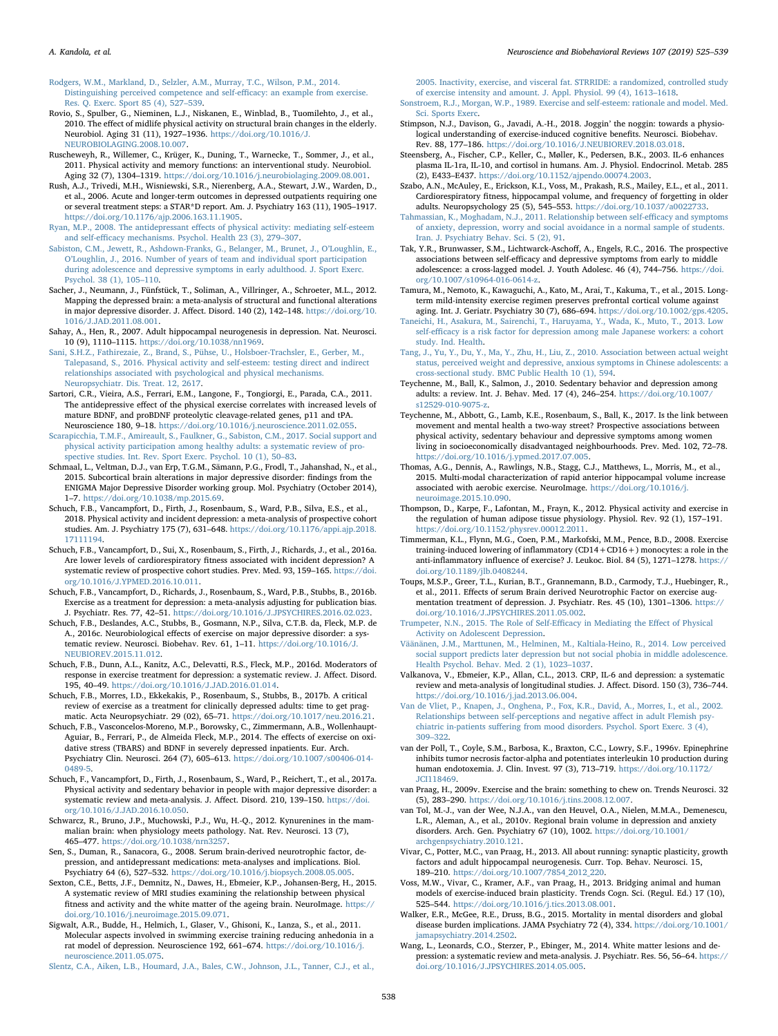Rodgers, W.M., Markland, D., Selzler, A.M., Murray, T.C., Wilson, P.M., 2014. Distinguishing perceived competence and self-efficacy: an example from exercise. Res. Q. Exerc. Sport 85 (4), 527–539.

Rovio, S., Spulber, G., Nieminen, L.J., Niskanen, E., Winblad, B., Tuomilehto, J., et al., 2010. The effect of midlife physical activity on structural brain changes in the elderly. Neurobiol. Aging 31 (11), 1927–1936. https://doi.org/10.1016/J.NEUROBIOLAGING.2008.10.007.

Ruscheweyh, R., Willemer, C., Krüger, K., Duning, T., Warnecke, T., Sommer, J., et al., 2011. Physical activity and memory functions: an interventional study. Neurobiol. Aging 32 (7), 1304–1319. https://doi.org/10.1016/j.neurobiolaging.2009.08.001.

Rush, A.J., Trivedi, M.H., Wisniewski, S.R., Nierenberg, A.A., Stewart, J.W., Warden, D., et al., 2006. Acute and longer-term outcomes in depressed outpatients requiring one or several treatment steps: a STAR*D report. Am. J. Psychiatry 163 (11), 1905–1917. https://doi.org/10.1176/ajp.2006.163.11.1905.

Ryan, M.P., 2008. The antidepressant effects of physical activity: mediating self-esteem and self-efficacy mechanisms. Psychol. Health 23 (3), 279–307.

Sabiston, C.M., Jewett, R., Ashdown-Franks, G., Belanger, M., Brunet, J., O'Loughlin, E., O'Loughlin, J., 2016. Number of years of team and individual sport participation during adolescence and depressive symptoms in early adulthood. J. Sport Exerc. Psychol. 38 (1), 105–110.

Sacher, J., Neumann, J., Fünfstück, T., Soliman, A., Villringer, A., Schroeter, M.L., 2012. Mapping the depressed brain: a meta-analysis of structural and functional alterations in major depressive disorder. J. Affect. Disord. 140 (2), 142–148. https://doi.org/10.1016/J.JAD.2011.08.001.

Sahay, A., Hen, R., 2007. Adult hippocampal neurogenesis in depression. Nat. Neurosci. 10 (9), 1110–1115. https://doi.org/10.1038/nn1969.

Sani, S.H.Z., Fathirezaie, Z., Brand, S., Pühse, U., Holsboer-Trachsler, E., Gerber, M., Talepasand, S., 2016. Physical activity and self-esteem: testing direct and indirect relationships associated with psychological and physical mechanisms. Neuropsychiatr. Dis. Treat. 12, 2617.

Sartori, C.R., Vieira, A.S., Ferrari, E.M., Langone, F., Tongiorgi, E., Parada, C.A., 2011. The antidepressive effect of the physical exercise correlates with increased levels of mature BDNF, and proBDNF proteolytic cleavage-related genes, p11 and tPA. Neuroscience 180, 9–18. https://doi.org/10.1016/j.neuroscience.2011.02.055.

Scarapicchia, T.M.F., Amireault, S., Faulkner, G., Sabiston, C.M., 2017. Social support and physical activity participation among healthy adults: a systematic review of prospective studies. Int. Rev. Sport Exerc. Psychol. 10 (1), 50–83.

Schmaal, L., Veltman, D.J., van Erp, T.G.M., Sämann, P.G., Frodl, T., Jahanshad, N., et al., 2015. Subcortical brain alterations in major depressive disorder: findings from the ENIGMA Major Depressive Disorder working group. Mol. Psychiatry (October 2014), 1–7. https://doi.org/10.1038/mp.2015.69.

Schuch, F.B., Vancampfort, D., Firth, J., Rosenbaum, S., Ward, P.B., Silva, E.S., et al., 2018. Physical activity and incident depression: a meta-analysis of prospective cohort studies. Am. J. Psychiatry 175 (7), 631–648. https://doi.org/10.1176/appi.ajp.2018.17111194.

Schuch, F.B., Vancampfort, D., Sui, X., Rosenbaum, S., Firth, J., Richards, J., et al., 2016a. Are lower levels of cardiorespiratory fitness associated with incident depression? A systematic review of prospective cohort studies. Prev. Med. 93, 159–165. https://doi.org/10.1016/J.YPMED.2016.10.011.

Schuch, F.B., Vancampfort, D., Richards, J., Rosenbaum, S., Ward, P.B., Stubbs, B., 2016b. Exercise as a treatment for depression: a meta-analysis adjusting for publication bias. J. Psychiatr. Res. 77, 42–51. https://doi.org/10.1016/J.JPSYCHIRES.2016.02.023.

Schuch, F.B., Deslandes, A.C., Stubbs, B., Gosmann, N.P., Silva, C.T.B. da, Fleck, M.P. de A., 2016c. Neurobiological effects of exercise on major depressive disorder: a systematic review. Neurosci. Biobehav. Rev. 61, 1–11. https://doi.org/10.1016/J.NEUBIOREV.2015.11.012.

Schuch, F.B., Dunn, A.L., Kanitz, A.C., Delevatti, R.S., Fleck, M.P., 2016d. Moderators of response in exercise treatment for depression: a systematic review. J. Affect. Disord. 195, 40–49. https://doi.org/10.1016/J.JAD.2016.01.014.

Schuch, F.B., Morres, I.D., Ekkekakis, P., Rosenbaum, S., Stubbs, B., 2017b. A critical review of exercise as a treatment for clinically depressed adults: time to get pragmatic. Acta Neuropsychiatr. 29 (02), 65–71. https://doi.org/10.1017/neu.2016.21.

Schuch, F.B., Vasconcelos-Moreno, M.P., Borowsky, C., Zimmermann, A.B., Wollenhaupt-Aguiar, B., Ferrari, P., de Almeida Fleck, M.P., 2014. The effects of exercise on oxidative stress (TBARS) and BDNF in severely depressed inpatients. Eur. Arch. Psychiatry Clin. Neurosci. 264 (7), 605–613. https://doi.org/10.1007/s00406-014-0489-5.

Schuch, F., Vancampfort, D., Firth, J., Rosenbaum, S., Ward, P., Reichert, T., et al., 2017a. Physical activity and sedentary behavior in people with major depressive disorder: a systematic review and meta-analysis. J. Affect. Disord. 210, 139–150. https://doi.org/10.1016/J.JAD.2016.10.050.

Schwarcz, R., Bruno, J.P., Muchowski, P.J., Wu, H.-Q., 2012. Kynurenines in the mammalian brain: when physiology meets pathology. Nat. Rev. Neurosci. 13 (7), 465–477. https://doi.org/10.1038/nrn3257.

Sen, S., Duman, R., Sanacora, G., 2008. Serum brain-derived neurotrophic factor, depression, and antidepressant medications: meta-analyses and implications. Biol. Psychiatry 64 (6), 527–532. https://doi.org/10.1016/j.biopsych.2008.05.005.

Sexton, C.E., Betts, J.F., Demnitz, N., Dawes, H., Ebmeier, K.P., Johansen-Berg, H., 2015. A systematic review of MRI studies examining the relationship between physical fitness and activity and the white matter of the ageing brain. NeuroImage. https://doi.org/10.1016/j.neuroimage.2015.09.071.

Sigwalt, A.R., Budde, H., Helmich, I., Glaser, V., Ghisoni, K., Lanza, S., et al., 2011. Molecular aspects involved in swimming exercise training reducing anhedonia in a rat model of depression. Neuroscience 192, 661–674. https://doi.org/10.1016/j.neuroscience.2011.05.075.

Slentz, C.A., Aiken, L.B., Houmard, J.A., Bales, C.W., Johnson, J.L., Tanner, C.J., et al., 2005. Inactivity, exercise, and visceral fat. STRRIDE: a randomized, controlled study of exercise intensity and amount. J. Appl. Physiol. 99 (4), 1613–1618.

Sonstroem, R.J., Morgan, W.P., 1989. Exercise and self-esteem: rationale and model. Med. Sci. Sports Exerc.

Stimpson, N.J., Davison, G., Javadi, A.-H., 2018. Joggin' the noggin: towards a physiological understanding of exercise-induced cognitive benefits. Neurosci. Biobehav. Rev. 88, 177–186. https://doi.org/10.1016/J.NEUBIOREV.2018.03.018.

Steensberg, A., Fischer, C.P., Keller, C., Møller, K., Pedersen, B.K., 2003. IL-6 enhances plasma IL-1ra, IL-10, and cortisol in humans. Am. J. Physiol. Endocrinol. Metab. 285 (2), E433–E437. https://doi.org/10.1152/ajpendo.00074.2003.

Szabo, A.N., McAuley, E., Erickson, K.I., Voss, M., Prakash, R.S., Mailey, E.L., et al., 2011. Cardiorespiratory fitness, hippocampal volume, and frequency of forgetting in older adults. Neuropsychology 25 (5), 545–553. https://doi.org/10.1037/a0022733.

Tahmassian, K., Moghadam, N.J., 2011. Relationship between self-efficacy and symptoms of anxiety, depression, worry and social avoidance in a normal sample of students. Iran. J. Psychiatry Behav. Sci. 5 (2), 91.

Tak, Y.R., Brunwasser, S.M., Lichtwarck-Aschoff, A., Engels, R.C., 2016. The prospective associations between self-efficacy and depressive symptoms from early to middle adolescence: a cross-lagged model. J. Youth Adolesc. 46 (4), 744–756. https://doi.org/10.1007/s10964-016-0614-z.

Tamura, M., Nemoto, K., Kawaguchi, A., Kato, M., Arai, T., Kakuma, T., et al., 2015. Long-term mild-intensity exercise regimen preserves prefrontal cortical volume against aging. Int. J. Geriatr. Psychiatry 30 (7), 686–694. https://doi.org/10.1002/gps.4205.

Taneichi, H., Asakura, M., Sairenchi, T., Haruyama, Y., Wada, K., Muto, T., 2013. Low self-efficacy is a risk factor for depression among male Japanese workers: a cohort study. Ind. Health.

Tang, J., Yu, Y., Du, Y., Ma, Y., Zhu, H., Liu, Z., 2010. Association between actual weight status, perceived weight and depressive, anxious symptoms in Chinese adolescents: a cross-sectional study. BMC Public Health 10 (1), 594.

Teychenne, M., Ball, K., Salmon, J., 2010. Sedentary behavior and depression among adults: a review. Int. J. Behav. Med. 17 (4), 246–254. https://doi.org/10.1007/s12529-010-9075-z.

Teychenne, M., Abbott, G., Lamb, K.E., Rosenbaum, S., Ball, K., 2017. Is the link between movement and mental health a two-way street? Prospective associations between physical activity, sedentary behaviour and depressive symptoms among women living in socioeconomically disadvantaged neighbourhoods. Prev. Med. 102, 72–78. https://doi.org/10.1016/j.ypmed.2017.07.005.

Thomas, A.G., Dennis, A., Rawlings, N.B., Stagg, C.J., Matthews, L., Morris, M., et al., 2015. Multi-modal characterization of rapid anterior hippocampal volume increase associated with aerobic exercise. NeuroImage. https://doi.org/10.1016/j.neuroimage.2015.10.090.

Thompson, D., Karpe, F., Lafontan, M., Frayn, K., 2012. Physical activity and exercise in the regulation of human adipose tissue physiology. Physiol. Rev. 92 (1), 157–191. https://doi.org/10.1152/physrev.00012.2011.

Timmerman, K.L., Flynn, M.G., Coen, P.M., Markofski, M.M., Pence, B.D., 2008. Exercise training-induced lowering of inflammatory (CD14+CD16+) monocytes: a role in the anti-inflammatory influence of exercise? J. Leukoc. Biol. 84 (5), 1271–1278. https://doi.org/10.1189/jlb.0408244.

Toups, M.S.P., Greer, T.L., Kurian, B.T., Grannemann, B.D., Carmody, T.J., Huebinger, R., et al., 2011. Effects of serum Brain derived Neurotrophic Factor on exercise augmentation treatment of depression. J. Psychiatr. Res. 45 (10), 1301–1306. https://doi.org/10.1016/J.JPSYCHIRES.2011.05.002.

Trumpeter, N.N., 2015. The Role of Self-Efficacy in Mediating the Effect of Physical Activity on Adolescent Depression.

Väänänen, J.M., Marttunen, M., Helminen, M., Kaltiala-Heino, R., 2014. Low perceived social support predicts later depression but not social phobia in middle adolescence. Health Psychol. Behav. Med. 2 (1), 1023–1037.

Valkanova, V., Ebmeier, K.P., Allan, C.L., 2013. CRP, IL-6 and depression: a systematic review and meta-analysis of longitudinal studies. J. Affect. Disord. 150 (3), 736–744. https://doi.org/10.1016/j.jad.2013.06.004.

Van de Vliet, P., Knapen, J., Onghena, P., Fox, K.R., David, A., Morres, I., et al., 2002. Relationships between self-perceptions and negative affect in adult Flemish psychiatric in-patients suffering from mood disorders. Psychol. Sport Exerc. 3 (4), 309–322.

van der Poll, T., Coyle, S.M., Barbosa, K., Braxton, C.C., Lowry, S.F., 1996v. Epinephrine inhibits tumor necrosis factor-alpha and potentiates interleukin 10 production during human endotoxemia. J. Clin. Invest. 97 (3), 713–719. https://doi.org/10.1172/JCI118469.

van Praag, H., 2009v. Exercise and the brain: something to chew on. Trends Neurosci. 32 (5), 283–290. https://doi.org/10.1016/j.tins.2008.12.007.

van Tol, M.-J., van der Wee, N.J.A., van den Heuvel, O.A., Nielen, M.M.A., Demenescu, L.R., Aleman, A., et al., 2010v. Regional brain volume in depression and anxiety disorders. Arch. Gen. Psychiatry 67 (10), 1002. https://doi.org/10.1001/archgenpsychiatry.2010.121.

Vivar, C., Potter, M.C., van Praag, H., 2013. All about running: synaptic plasticity, growth factors and adult hippocampal neurogenesis. Curr. Top. Behav. Neurosci. 15, 189–210. https://doi.org/10.1007/7854_2012_220.

Voss, M.W., Vivar, C., Kramer, A.F., van Praag, H., 2013. Bridging animal and human models of exercise-induced brain plasticity. Trends Cogn. Sci. (Regul. Ed.) 17 (10), 525–544. https://doi.org/10.1016/j.tics.2013.08.001.

Walker, E.R., McGee, R.E., Druss, B.G., 2015. Mortality in mental disorders and global disease burden implications. JAMA Psychiatry 72 (4), 334. https://doi.org/10.1001/jamapsychiatry.2014.2502.

Wang, L., Leonards, C.O., Sterzer, P., Ebinger, M., 2014. White matter lesions and depression: a systematic review and meta-analysis. J. Psychiatr. Res. 56, 56–64. https://doi.org/10.1016/J.JPSYCHIRES.2014.05.005.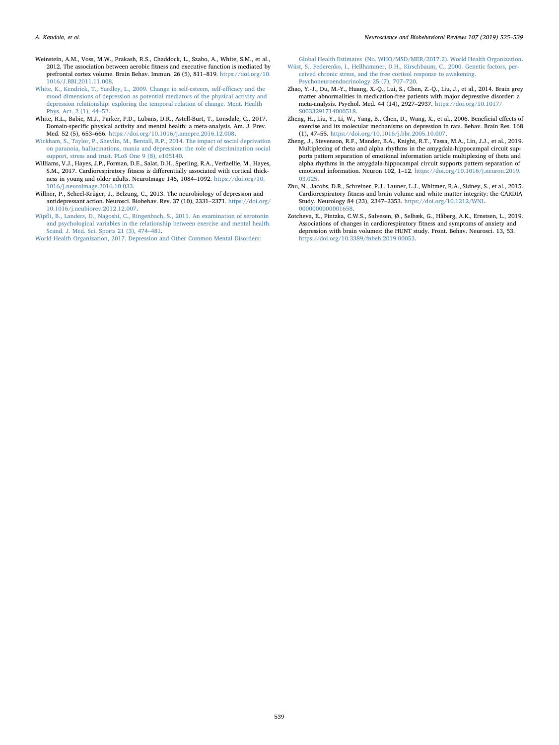Weinstein, A.M., Voss, M.W., Prakash, R.S., Chaddock, L., Szabo, A., White, S.M., et al., 2012. The association between aerobic fitness and executive function is mediated by prefrontal cortex volume. Brain Behav. Immun. 26 (5), 811–819. https://doi.org/10.1016/J.BBI.2011.11.008.

White, K., Kendrick, T., Yardley, L., 2009. Change in self-esteem, self-efficacy and the mood dimensions of depression as potential mediators of the physical activity and depression relationship: exploring the temporal relation of change. Ment. Health Phys. Act. 2 (1), 44–52.

White, R.L., Babic, M.J., Parker, P.D., Lubans, D.R., Astell-Burt, T., Lonsdale, C., 2017. Domain-specific physical activity and mental health: a meta-analysis. Am. J. Prev. Med. 52 (5), 653–666. https://doi.org/10.1016/j.amepre.2016.12.008.

Wickham, S., Taylor, P., Shevlin, M., Bentall, R.P., 2014. The impact of social deprivation on paranoia, hallucinations, mania and depression: the role of discrimination social support, stress and trust. PLoS One 9 (8), e105140.

Williams, V.J., Hayes, J.P., Forman, D.E., Salat, D.H., Sperling, R.A., Verfaellie, M., Hayes, S.M., 2017. Cardiorespiratory fitness is differentially associated with cortical thickness in young and older adults. NeuroImage 146, 1084–1092. https://doi.org/10.1016/j.neuroimage.2016.10.033.

Willner, P., Scheel-Krüger, J., Belzung, C., 2013. The neurobiology of depression and antidepressant action. Neurosci. Biobehav. Rev. 37 (10), 2331–2371. https://doi.org/10.1016/j.neubiorev.2012.12.007.

Wipfli, B., Landers, D., Nagoshi, C., Ringenbach, S., 2011. An examination of serotonin and psychological variables in the relationship between exercise and mental health. Scand. J. Med. Sci. Sports 21 (3), 474–481.

World Health Organization, 2017. Depression and Other Common Mental Disorders: Global Health Estimates (No. WHO/MSD/MER/2017.2). World Health Organization.

Wüst, S., Federenko, I., Hellhammer, D.H., Kirschbaum, C., 2000. Genetic factors, perceived chronic stress, and the free cortisol response to awakening. Psychoneuroendocrinology 25 (7), 707–720.

Zhao, Y.-J., Du, M.-Y., Huang, X.-Q., Lui, S., Chen, Z.-Q., Liu, J., et al., 2014. Brain grey matter abnormalities in medication-free patients with major depressive disorder: a meta-analysis. Psychol. Med. 44 (14), 2927–2937. https://doi.org/10.1017/S0033291714000518.

Zheng, H., Liu, Y., Li, W., Yang, B., Chen, D., Wang, X., et al., 2006. Beneficial effects of exercise and its molecular mechanisms on depression in rats. Behav. Brain Res. 168 (1), 47–55. https://doi.org/10.1016/j.bbr.2005.10.007.

Zheng, J., Stevenson, R.F., Mander, B.A., Knight, R.T., Yassa, M.A., Lin, J.J., et al., 2019. Multiplexing of theta and alpha rhythms in the amygdala-hippocampal circuit supports pattern separation of emotional information article multiplexing of theta and alpha rhythms in the amygdala-hippocampal circuit supports pattern separation of emotional information. Neuron 102, 1–12. https://doi.org/10.1016/j.neuron.2019.03.025.

Zhu, N., Jacobs, D.R., Schreiner, P.J., Launer, L.J., Whitmer, R.A., Sidney, S., et al., 2015. Cardiorespiratory fitness and brain volume and white matter integrity: the CARDIA Study. Neurology 84 (23), 2347–2353. https://doi.org/10.1212/WNL.0000000000001658.

Zotcheva, E., Pintzka, C.W.S., Salvesen, Ø., Selbæk, G., Håberg, A.K., Ernstsen, L., 2019. Associations of changes in cardiorespiratory fitness and symptoms of anxiety and depression with brain volumes: the HUNT study. Front. Behav. Neurosci. 13, 53. https://doi.org/10.3389/fnbeh.2019.00053.